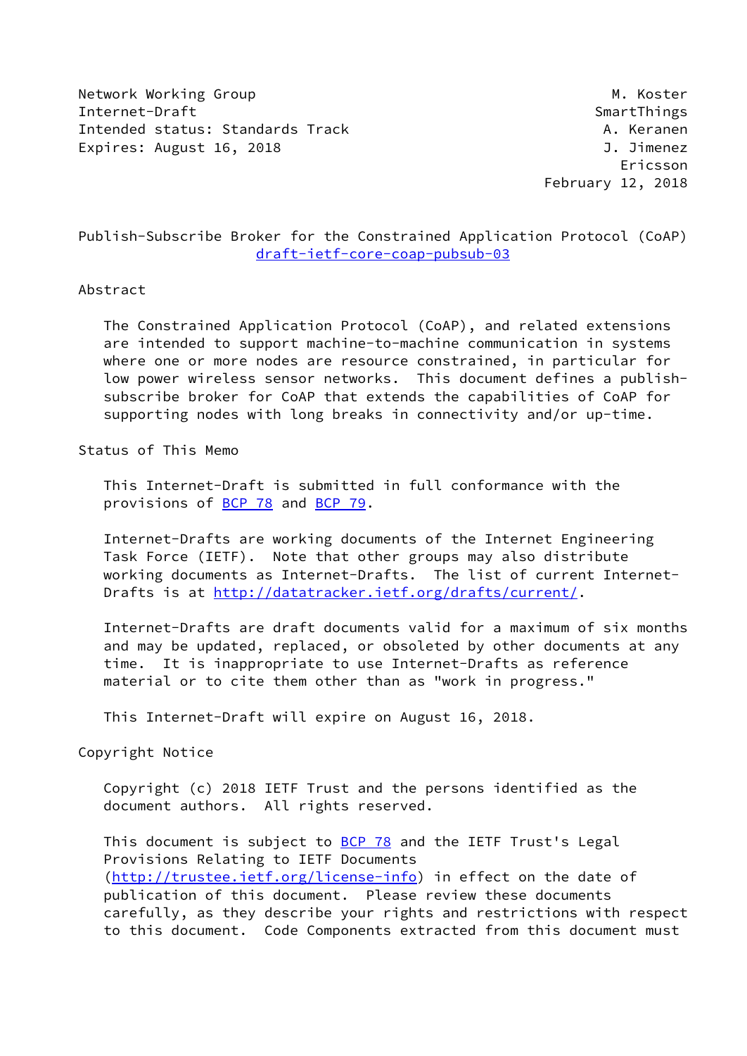Network Working Group M. Koster
Internet-Draft SmartThings
Intended status: Standards Track A. Keranen
Expires: August 16, 2018 J. Jimenez
Ericsson
February 12, 2018

# Publish-Subscribe Broker for the Constrained Application Protocol (CoAP)

draft-ietf-core-coap-pubsub-03

## Abstract

The Constrained Application Protocol (CoAP), and related extensions are intended to support machine-to-machine communication in systems where one or more nodes are resource constrained, in particular for low power wireless sensor networks. This document defines a publish-subscribe broker for CoAP that extends the capabilities of CoAP for supporting nodes with long breaks in connectivity and/or up-time.

## Status of This Memo

This Internet-Draft is submitted in full conformance with the provisions of BCP 78 and BCP 79.

Internet-Drafts are working documents of the Internet Engineering Task Force (IETF). Note that other groups may also distribute working documents as Internet-Drafts. The list of current Internet-Drafts is at http://datatracker.ietf.org/drafts/current/.

Internet-Drafts are draft documents valid for a maximum of six months and may be updated, replaced, or obsoleted by other documents at any time. It is inappropriate to use Internet-Drafts as reference material or to cite them other than as "work in progress."

This Internet-Draft will expire on August 16, 2018.

## Copyright Notice

Copyright (c) 2018 IETF Trust and the persons identified as the document authors. All rights reserved.

This document is subject to BCP 78 and the IETF Trust's Legal Provisions Relating to IETF Documents (http://trustee.ietf.org/license-info) in effect on the date of publication of this document. Please review these documents carefully, as they describe your rights and restrictions with respect to this document. Code Components extracted from this document must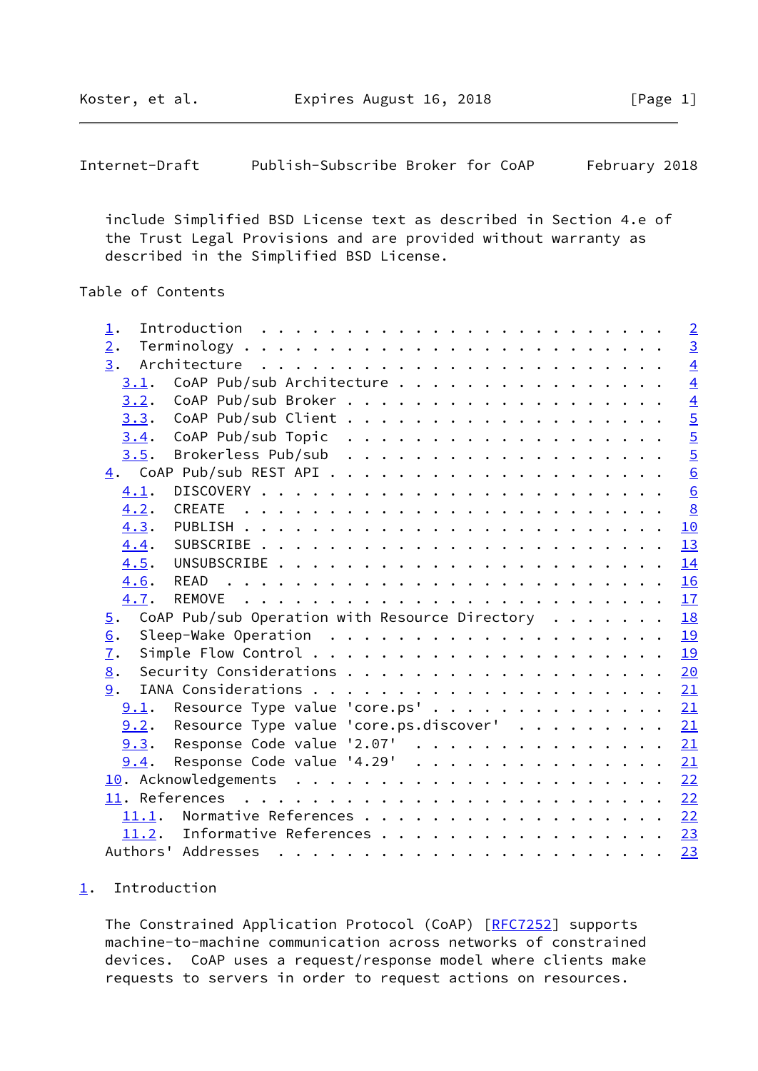include Simplified BSD License text as described in Section 4.e of the Trust Legal Provisions and are provided without warranty as described in the Simplified BSD License.

Table of Contents

- 1. Introduction . . . . . . . . . . . . . . . . . . . . . . . . 2
- 2. Terminology . . . . . . . . . . . . . . . . . . . . . . . . 3
- 3. Architecture . . . . . . . . . . . . . . . . . . . . . . . . 4
  - 3.1. CoAP Pub/sub Architecture . . . . . . . . . . . . . . . . 4
  - 3.2. CoAP Pub/sub Broker . . . . . . . . . . . . . . . . . . . 4
  - 3.3. CoAP Pub/sub Client . . . . . . . . . . . . . . . . . . . 5
  - 3.4. CoAP Pub/sub Topic . . . . . . . . . . . . . . . . . . . 5
  - 3.5. Brokerless Pub/sub . . . . . . . . . . . . . . . . . . . 5
- 4. CoAP Pub/sub REST API . . . . . . . . . . . . . . . . . . . . 6
  - 4.1. DISCOVERY . . . . . . . . . . . . . . . . . . . . . . . . 6
  - 4.2. CREATE . . . . . . . . . . . . . . . . . . . . . . . . . 8
  - 4.3. PUBLISH . . . . . . . . . . . . . . . . . . . . . . . . . 10
  - 4.4. SUBSCRIBE . . . . . . . . . . . . . . . . . . . . . . . . 13
  - 4.5. UNSUBSCRIBE . . . . . . . . . . . . . . . . . . . . . . . 14
  - 4.6. READ . . . . . . . . . . . . . . . . . . . . . . . . . . 16
  - 4.7. REMOVE . . . . . . . . . . . . . . . . . . . . . . . . . 17
- 5. CoAP Pub/sub Operation with Resource Directory . . . . . . . 18
- 6. Sleep-Wake Operation . . . . . . . . . . . . . . . . . . . . 19
- 7. Simple Flow Control . . . . . . . . . . . . . . . . . . . . . 19
- 8. Security Considerations . . . . . . . . . . . . . . . . . . . 20
- 9. IANA Considerations . . . . . . . . . . . . . . . . . . . . . 21
  - 9.1. Resource Type value 'core.ps' . . . . . . . . . . . . . . 21
  - 9.2. Resource Type value 'core.ps.discover' . . . . . . . . . 21
  - 9.3. Response Code value '2.07' . . . . . . . . . . . . . . . 21
  - 9.4. Response Code value '4.29' . . . . . . . . . . . . . . . 21
- 10. Acknowledgements . . . . . . . . . . . . . . . . . . . . . . 22
- 11. References . . . . . . . . . . . . . . . . . . . . . . . . . 22
  - 11.1. Normative References . . . . . . . . . . . . . . . . . . 22
  - 11.2. Informative References . . . . . . . . . . . . . . . . . 23
- Authors' Addresses . . . . . . . . . . . . . . . . . . . . . . . 23

## 1. Introduction

The Constrained Application Protocol (CoAP) [RFC7252] supports machine-to-machine communication across networks of constrained devices. CoAP uses a request/response model where clients make requests to servers in order to request actions on resources.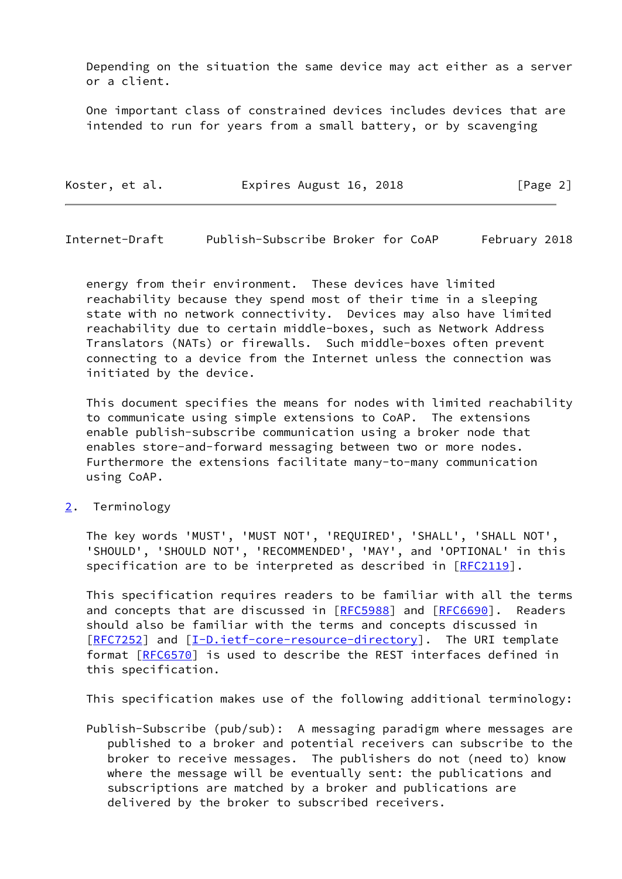Depending on the situation the same device may act either as a server or a client.

One important class of constrained devices includes devices that are intended to run for years from a small battery, or by scavenging energy from their environment. These devices have limited reachability because they spend most of their time in a sleeping state with no network connectivity. Devices may also have limited reachability due to certain middle-boxes, such as Network Address Translators (NATs) or firewalls. Such middle-boxes often prevent connecting to a device from the Internet unless the connection was initiated by the device.

This document specifies the means for nodes with limited reachability to communicate using simple extensions to CoAP. The extensions enable publish-subscribe communication using a broker node that enables store-and-forward messaging between two or more nodes. Furthermore the extensions facilitate many-to-many communication using CoAP.

## 2. Terminology

The key words 'MUST', 'MUST NOT', 'REQUIRED', 'SHALL', 'SHALL NOT', 'SHOULD', 'SHOULD NOT', 'RECOMMENDED', 'MAY', and 'OPTIONAL' in this specification are to be interpreted as described in [RFC2119].

This specification requires readers to be familiar with all the terms and concepts that are discussed in [RFC5988] and [RFC6690]. Readers should also be familiar with the terms and concepts discussed in [RFC7252] and [I-D.ietf-core-resource-directory]. The URI template format [RFC6570] is used to describe the REST interfaces defined in this specification.

This specification makes use of the following additional terminology:

Publish-Subscribe (pub/sub): A messaging paradigm where messages are published to a broker and potential receivers can subscribe to the broker to receive messages. The publishers do not (need to) know where the message will be eventually sent: the publications and subscriptions are matched by a broker and publications are delivered by the broker to subscribed receivers.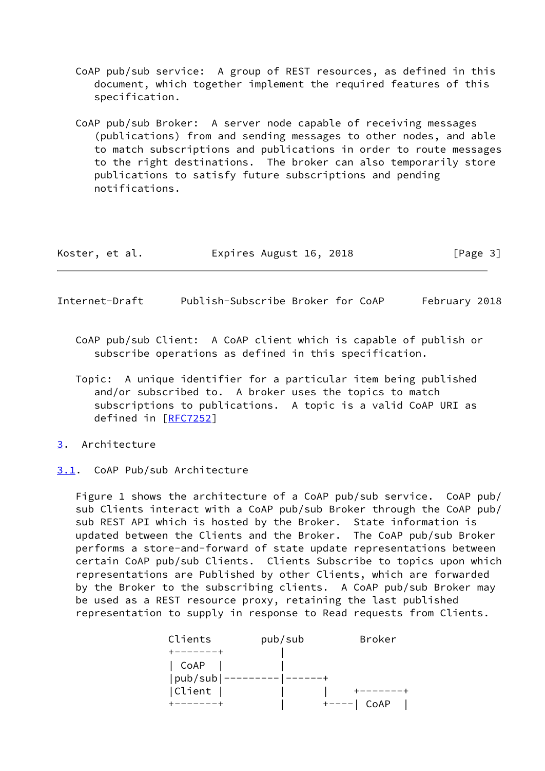CoAP pub/sub service: A group of REST resources, as defined in this document, which together implement the required features of this specification.

CoAP pub/sub Broker: A server node capable of receiving messages (publications) from and sending messages to other nodes, and able to match subscriptions and publications in order to route messages to the right destinations. The broker can also temporarily store publications to satisfy future subscriptions and pending notifications.

CoAP pub/sub Client: A CoAP client which is capable of publish or subscribe operations as defined in this specification.

Topic: A unique identifier for a particular item being published and/or subscribed to. A broker uses the topics to match subscriptions to publications. A topic is a valid CoAP URI as defined in [RFC7252]

## 3. Architecture

### 3.1. CoAP Pub/sub Architecture

Figure 1 shows the architecture of a CoAP pub/sub service. CoAP pub/sub Clients interact with a CoAP pub/sub Broker through the CoAP pub/sub REST API which is hosted by the Broker. State information is updated between the Clients and the Broker. The CoAP pub/sub Broker performs a store-and-forward of state update representations between certain CoAP pub/sub Clients. Clients Subscribe to topics upon which representations are Published by other Clients, which are forwarded by the Broker to the subscribing clients. A CoAP pub/sub Broker may be used as a REST resource proxy, retaining the last published representation to supply in response to Read requests from Clients.

```
          Clients        pub/sub         Broker
          +-------+         |
          | CoAP  |         |
          |pub/sub|---------|------+
          |Client |         |      |    +-------+
          +-------+         |      +----| CoAP  |
```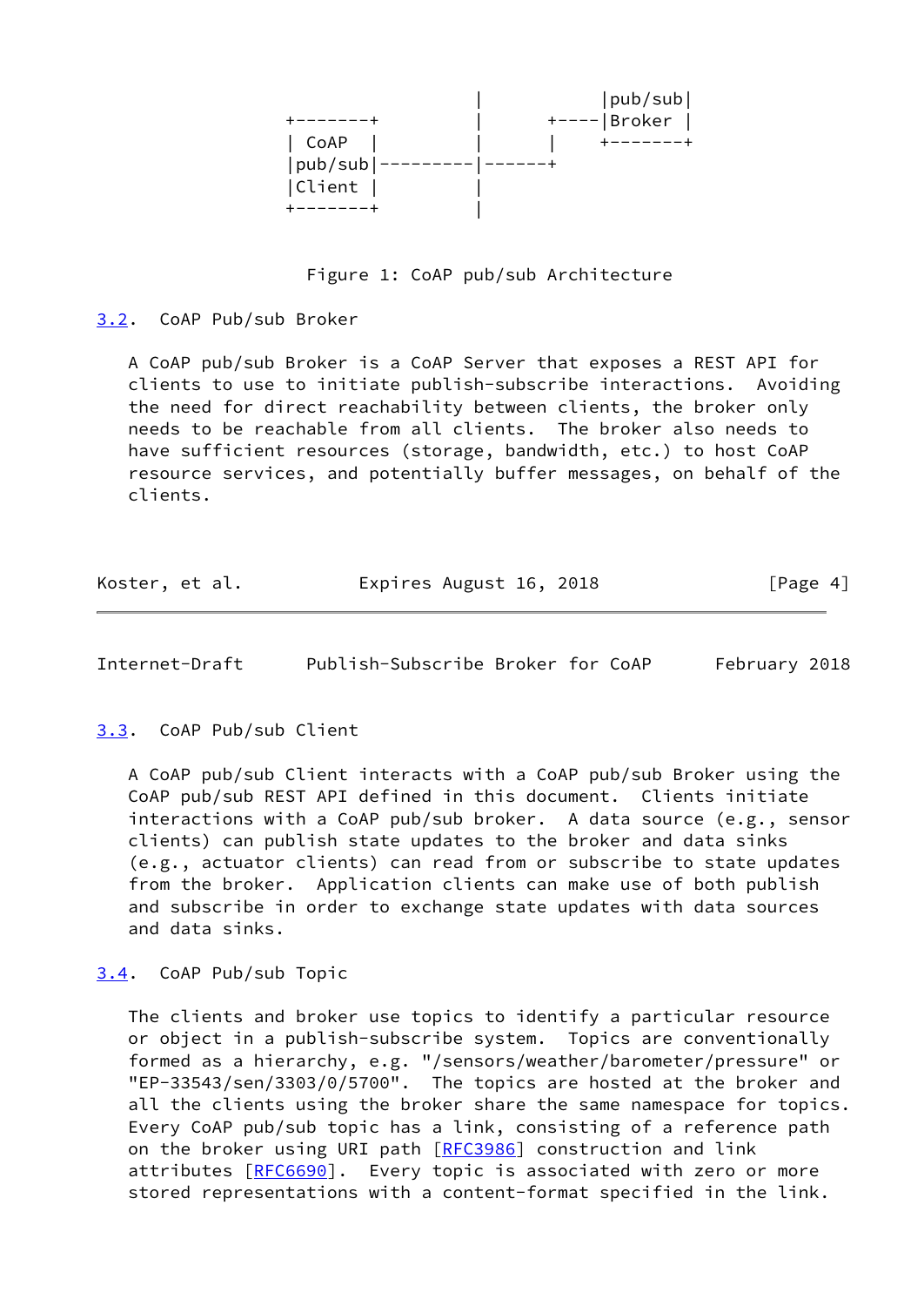```
                         |           |pub/sub|
 +-------+               |      +----|Broker |
 | CoAP  |               |      |    +-------+
 |pub/sub|---------|------+
 |Client |               |
 +-------+               |
```

Figure 1: CoAP pub/sub Architecture

## 3.2. CoAP Pub/sub Broker

A CoAP pub/sub Broker is a CoAP Server that exposes a REST API for clients to use to initiate publish-subscribe interactions. Avoiding the need for direct reachability between clients, the broker only needs to be reachable from all clients. The broker also needs to have sufficient resources (storage, bandwidth, etc.) to host CoAP resource services, and potentially buffer messages, on behalf of the clients.

## 3.3. CoAP Pub/sub Client

A CoAP pub/sub Client interacts with a CoAP pub/sub Broker using the CoAP pub/sub REST API defined in this document. Clients initiate interactions with a CoAP pub/sub broker. A data source (e.g., sensor clients) can publish state updates to the broker and data sinks (e.g., actuator clients) can read from or subscribe to state updates from the broker. Application clients can make use of both publish and subscribe in order to exchange state updates with data sources and data sinks.

## 3.4. CoAP Pub/sub Topic

The clients and broker use topics to identify a particular resource or object in a publish-subscribe system. Topics are conventionally formed as a hierarchy, e.g. "/sensors/weather/barometer/pressure" or "EP-33543/sen/3303/0/5700". The topics are hosted at the broker and all the clients using the broker share the same namespace for topics. Every CoAP pub/sub topic has a link, consisting of a reference path on the broker using URI path [RFC3986] construction and link attributes [RFC6690]. Every topic is associated with zero or more stored representations with a content-format specified in the link.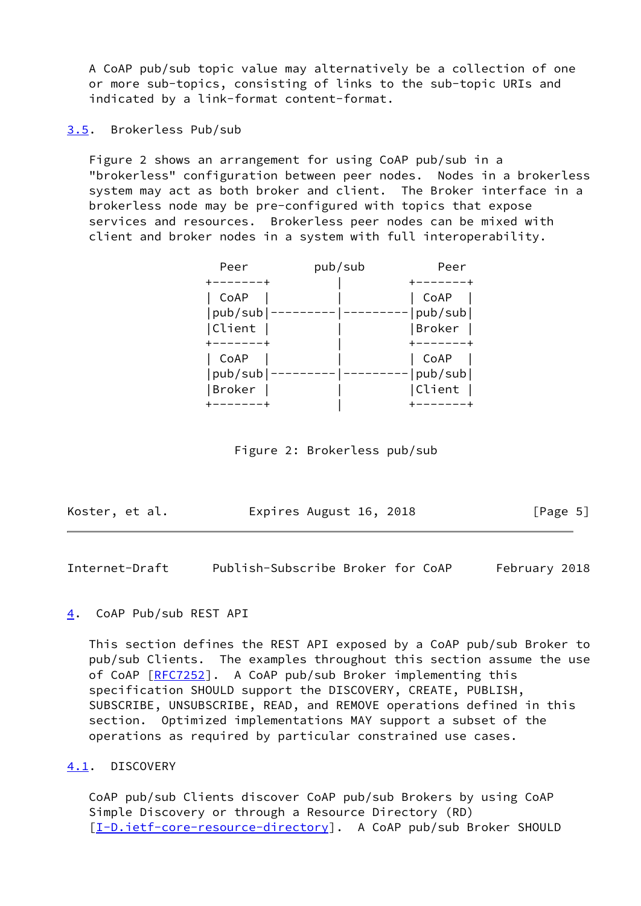A CoAP pub/sub topic value may alternatively be a collection of one or more sub-topics, consisting of links to the sub-topic URIs and indicated by a link-format content-format.

### 3.5. Brokerless Pub/sub

Figure 2 shows an arrangement for using CoAP pub/sub in a "brokerless" configuration between peer nodes. Nodes in a brokerless system may act as both broker and client. The Broker interface in a brokerless node may be pre-configured with topics that expose services and resources. Brokerless peer nodes can be mixed with client and broker nodes in a system with full interoperability.

```
     Peer         pub/sub          Peer
  +-------+          |          +-------+
  | CoAP  |          |          | CoAP  |
  |pub/sub|---------|---------|pub/sub|
  |Client |          |          |Broker |
  +-------+          |          +-------+
  | CoAP  |          |          | CoAP  |
  |pub/sub|---------|---------|pub/sub|
  |Broker |          |          |Client |
  +-------+          |          +-------+
```

Figure 2: Brokerless pub/sub

## 4. CoAP Pub/sub REST API

This section defines the REST API exposed by a CoAP pub/sub Broker to pub/sub Clients. The examples throughout this section assume the use of CoAP [RFC7252]. A CoAP pub/sub Broker implementing this specification SHOULD support the DISCOVERY, CREATE, PUBLISH, SUBSCRIBE, UNSUBSCRIBE, READ, and REMOVE operations defined in this section. Optimized implementations MAY support a subset of the operations as required by particular constrained use cases.

### 4.1. DISCOVERY

CoAP pub/sub Clients discover CoAP pub/sub Brokers by using CoAP Simple Discovery or through a Resource Directory (RD) [I-D.ietf-core-resource-directory]. A CoAP pub/sub Broker SHOULD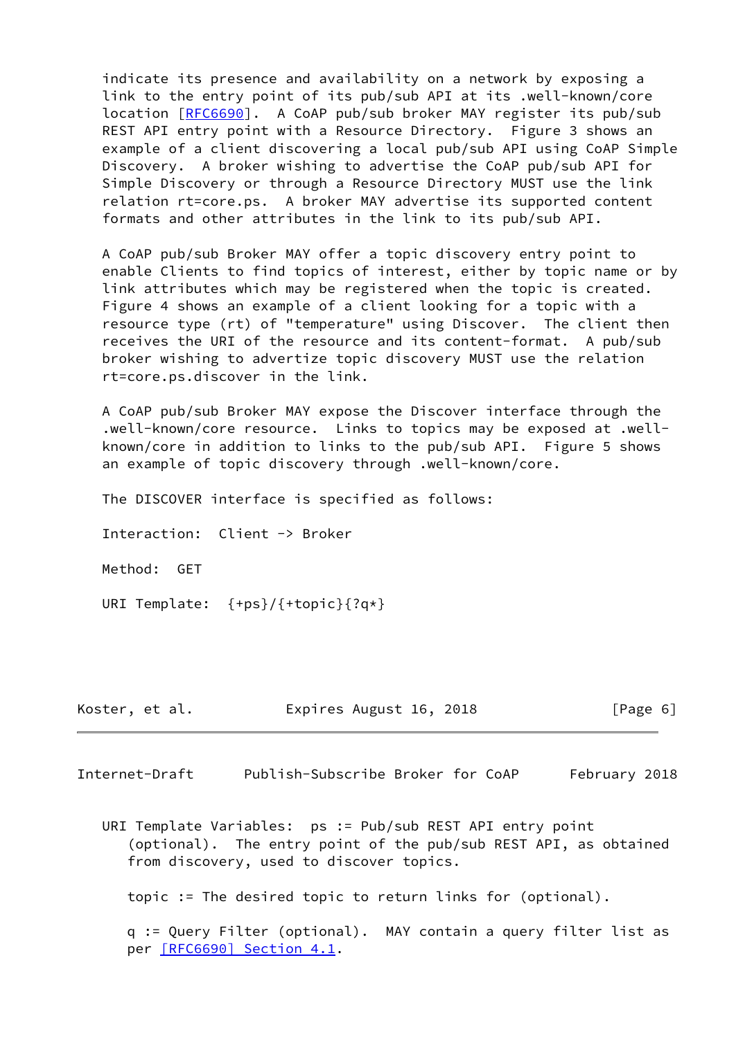indicate its presence and availability on a network by exposing a link to the entry point of its pub/sub API at its .well-known/core location [RFC6690]. A CoAP pub/sub broker MAY register its pub/sub REST API entry point with a Resource Directory. Figure 3 shows an example of a client discovering a local pub/sub API using CoAP Simple Discovery. A broker wishing to advertise the CoAP pub/sub API for Simple Discovery or through a Resource Directory MUST use the link relation rt=core.ps. A broker MAY advertise its supported content formats and other attributes in the link to its pub/sub API.

A CoAP pub/sub Broker MAY offer a topic discovery entry point to enable Clients to find topics of interest, either by topic name or by link attributes which may be registered when the topic is created. Figure 4 shows an example of a client looking for a topic with a resource type (rt) of "temperature" using Discover. The client then receives the URI of the resource and its content-format. A pub/sub broker wishing to advertize topic discovery MUST use the relation rt=core.ps.discover in the link.

A CoAP pub/sub Broker MAY expose the Discover interface through the .well-known/core resource. Links to topics may be exposed at .well-known/core in addition to links to the pub/sub API. Figure 5 shows an example of topic discovery through .well-known/core.

The DISCOVER interface is specified as follows:

Interaction: Client -> Broker

Method: GET

URI Template: {+ps}/{+topic}{?q*}

URI Template Variables: ps := Pub/sub REST API entry point (optional). The entry point of the pub/sub REST API, as obtained from discovery, used to discover topics.

topic := The desired topic to return links for (optional).

q := Query Filter (optional). MAY contain a query filter list as per [RFC6690] Section 4.1.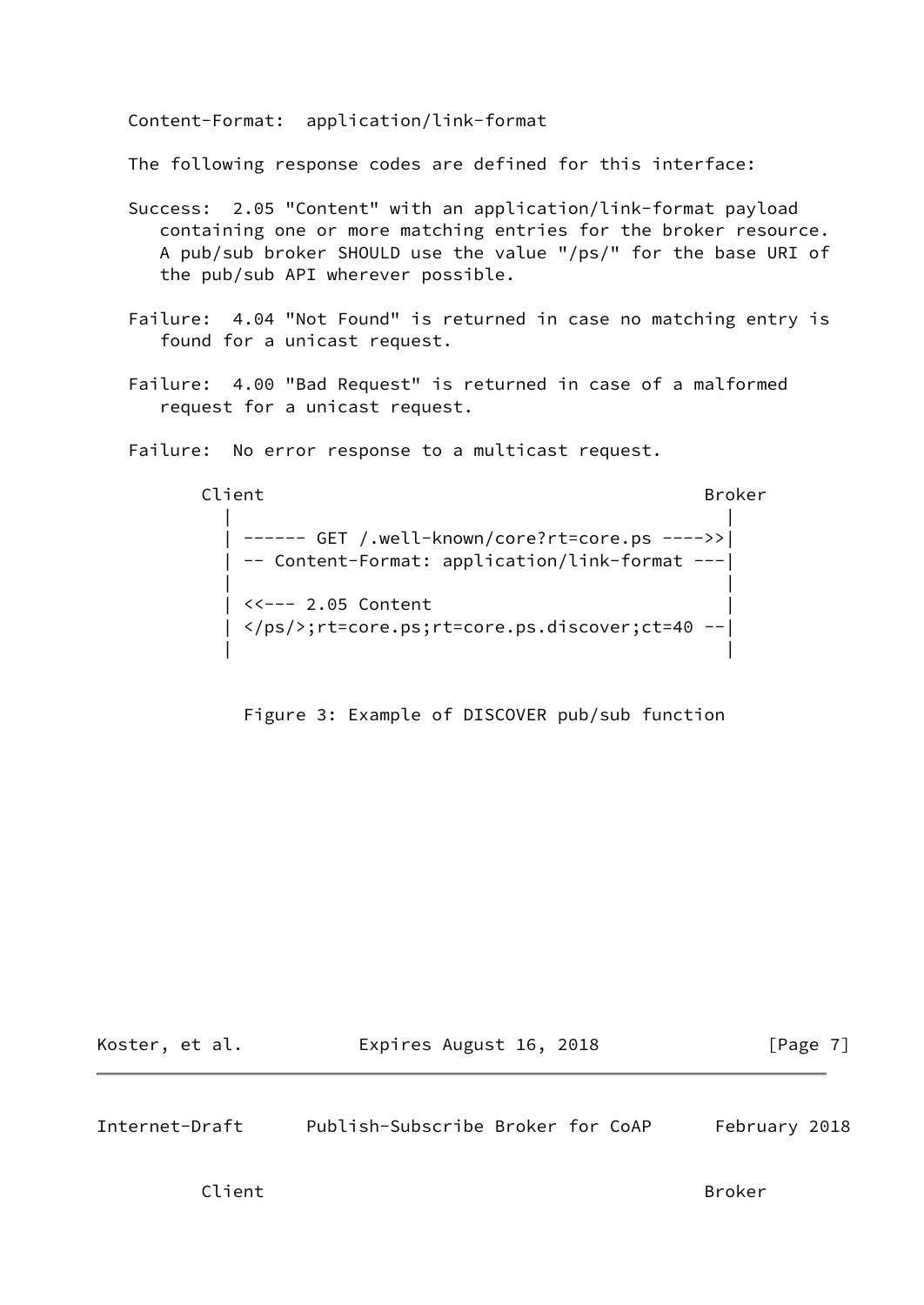Content-Format: application/link-format

The following response codes are defined for this interface:

Success: 2.05 "Content" with an application/link-format payload containing one or more matching entries for the broker resource. A pub/sub broker SHOULD use the value "/ps/" for the base URI of the pub/sub API wherever possible.

Failure: 4.04 "Not Found" is returned in case no matching entry is found for a unicast request.

Failure: 4.00 "Bad Request" is returned in case of a malformed request for a unicast request.

Failure: No error response to a multicast request.

```
       Client                                               Broker
         |                                                    |
         | ------ GET /.well-known/core?rt=core.ps ---->>|
         | -- Content-Format: application/link-format ---|
         |                                                    |
         | <<--- 2.05 Content                                 |
         | </ps/>;rt=core.ps;rt=core.ps.discover;ct=40 --|
         |                                                    |
```

Figure 3: Example of DISCOVER pub/sub function

```
       Client                                               Broker
```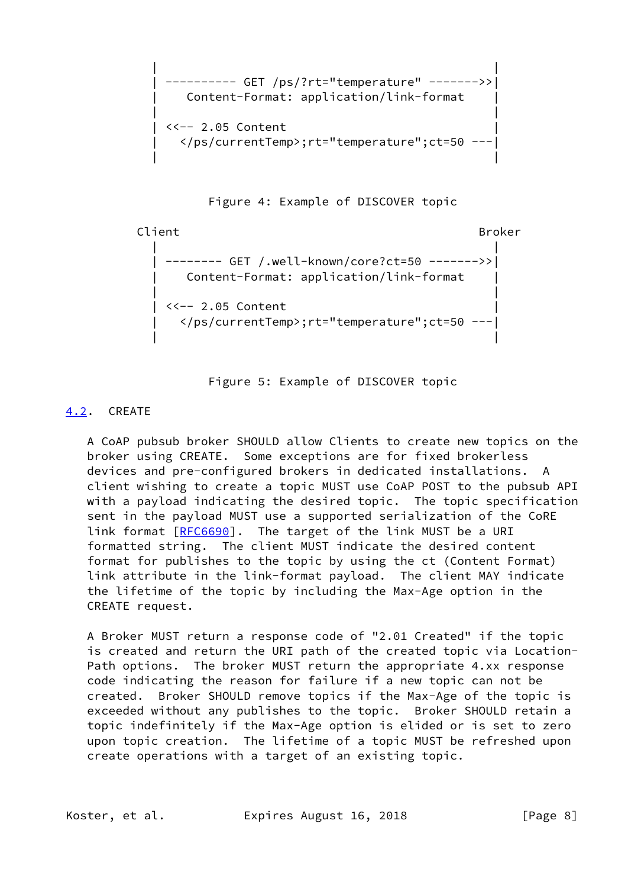```
  |                                               |
  | ---------- GET /ps/?rt="temperature" ------->>|
  |    Content-Format: application/link-format    |
  |                                               |
  | <<-- 2.05 Content                             |
  |   </ps/currentTemp>;rt="temperature";ct=50 ---|
  |                                               |
```

Figure 4: Example of DISCOVER topic

```
Client                                          Broker
  |                                               |
  | -------- GET /.well-known/core?ct=50 ------->>|
  |    Content-Format: application/link-format    |
  |                                               |
  | <<-- 2.05 Content                             |
  |   </ps/currentTemp>;rt="temperature";ct=50 ---|
  |                                               |
```

Figure 5: Example of DISCOVER topic

### 4.2. CREATE

A CoAP pubsub broker SHOULD allow Clients to create new topics on the broker using CREATE. Some exceptions are for fixed brokerless devices and pre-configured brokers in dedicated installations. A client wishing to create a topic MUST use CoAP POST to the pubsub API with a payload indicating the desired topic. The topic specification sent in the payload MUST use a supported serialization of the CoRE link format [RFC6690]. The target of the link MUST be a URI formatted string. The client MUST indicate the desired content format for publishes to the topic by using the ct (Content Format) link attribute in the link-format payload. The client MAY indicate the lifetime of the topic by including the Max-Age option in the CREATE request.

A Broker MUST return a response code of "2.01 Created" if the topic is created and return the URI path of the created topic via Location-Path options. The broker MUST return the appropriate 4.xx response code indicating the reason for failure if a new topic can not be created. Broker SHOULD remove topics if the Max-Age of the topic is exceeded without any publishes to the topic. Broker SHOULD retain a topic indefinitely if the Max-Age option is elided or is set to zero upon topic creation. The lifetime of a topic MUST be refreshed upon create operations with a target of an existing topic.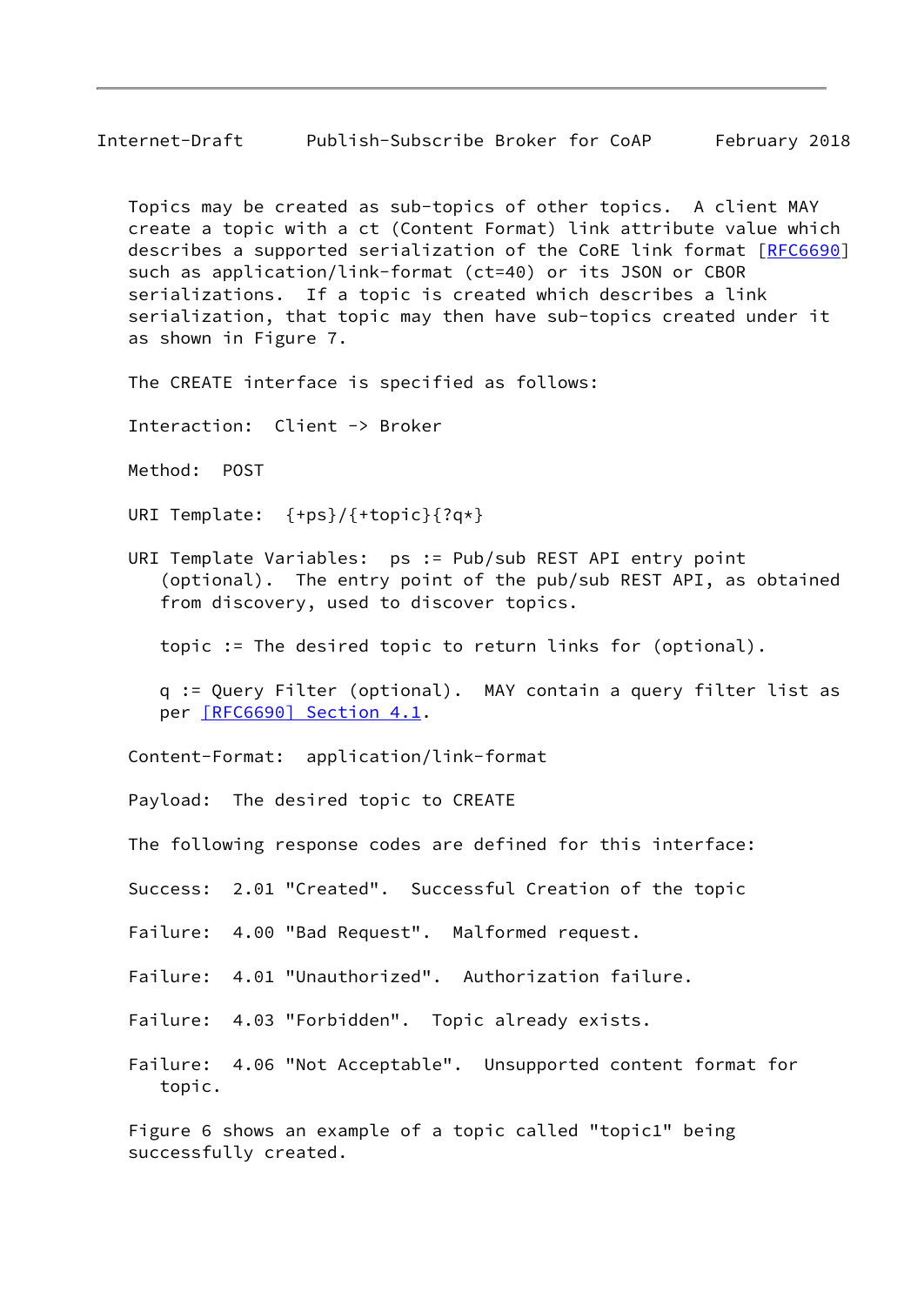Topics may be created as sub-topics of other topics. A client MAY create a topic with a ct (Content Format) link attribute value which describes a supported serialization of the CoRE link format [RFC6690] such as application/link-format (ct=40) or its JSON or CBOR serializations. If a topic is created which describes a link serialization, that topic may then have sub-topics created under it as shown in Figure 7.

The CREATE interface is specified as follows:

Interaction: Client -> Broker

Method: POST

URI Template: {+ps}/{+topic}{?q*}

URI Template Variables: ps := Pub/sub REST API entry point (optional). The entry point of the pub/sub REST API, as obtained from discovery, used to discover topics.

topic := The desired topic to return links for (optional).

q := Query Filter (optional). MAY contain a query filter list as per [RFC6690] Section 4.1.

Content-Format: application/link-format

Payload: The desired topic to CREATE

The following response codes are defined for this interface:

Success: 2.01 "Created". Successful Creation of the topic

Failure: 4.00 "Bad Request". Malformed request.

Failure: 4.01 "Unauthorized". Authorization failure.

Failure: 4.03 "Forbidden". Topic already exists.

Failure: 4.06 "Not Acceptable". Unsupported content format for topic.

Figure 6 shows an example of a topic called "topic1" being successfully created.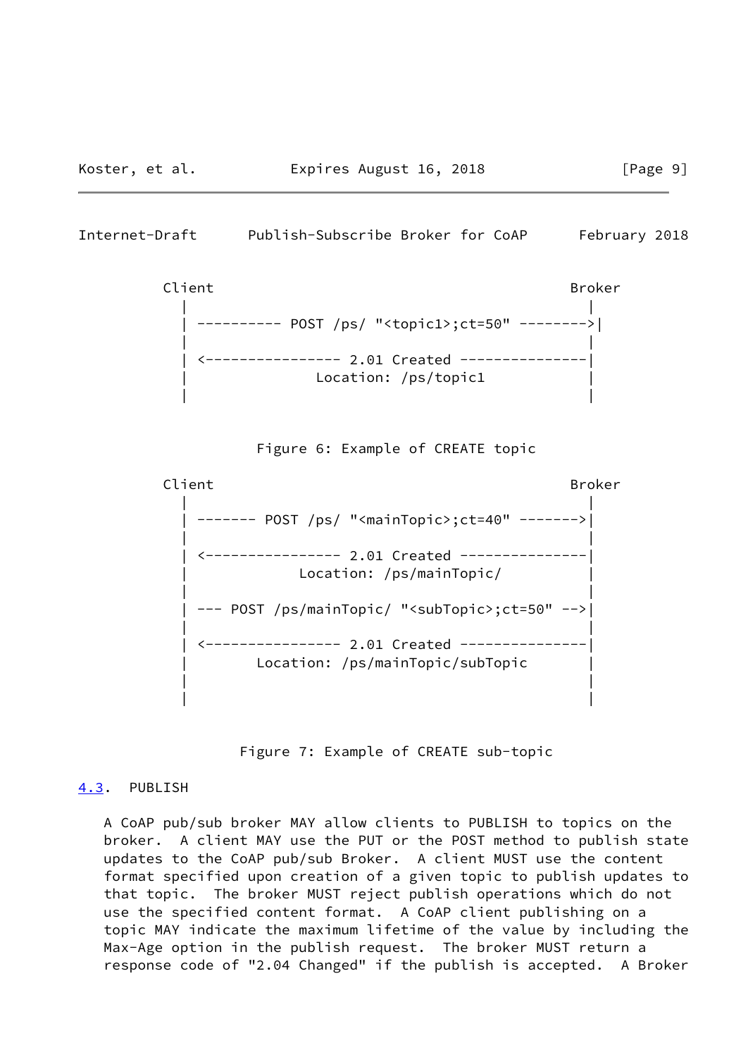```
         Client                                          Broker
           |                                               |
           | ---------- POST /ps/ "<topic1>;ct=50" -------->|
           |                                               |
           | <---------------- 2.01 Created ---------------|
           |               Location: /ps/topic1            |
           |                                               |
```

Figure 6: Example of CREATE topic

```
         Client                                          Broker
           |                                               |
           | ------- POST /ps/ "<mainTopic>;ct=40" ------->|
           |                                               |
           | <---------------- 2.01 Created ---------------|
           |             Location: /ps/mainTopic/          |
           |                                               |
           | --- POST /ps/mainTopic/ "<subTopic>;ct=50" -->|
           |                                               |
           | <---------------- 2.01 Created ---------------|
           |        Location: /ps/mainTopic/subTopic       |
           |                                               |
           |                                               |
```

Figure 7: Example of CREATE sub-topic

## 4.3. PUBLISH

A CoAP pub/sub broker MAY allow clients to PUBLISH to topics on the broker. A client MAY use the PUT or the POST method to publish state updates to the CoAP pub/sub Broker. A client MUST use the content format specified upon creation of a given topic to publish updates to that topic. The broker MUST reject publish operations which do not use the specified content format. A CoAP client publishing on a topic MAY indicate the maximum lifetime of the value by including the Max-Age option in the publish request. The broker MUST return a response code of "2.04 Changed" if the publish is accepted. A Broker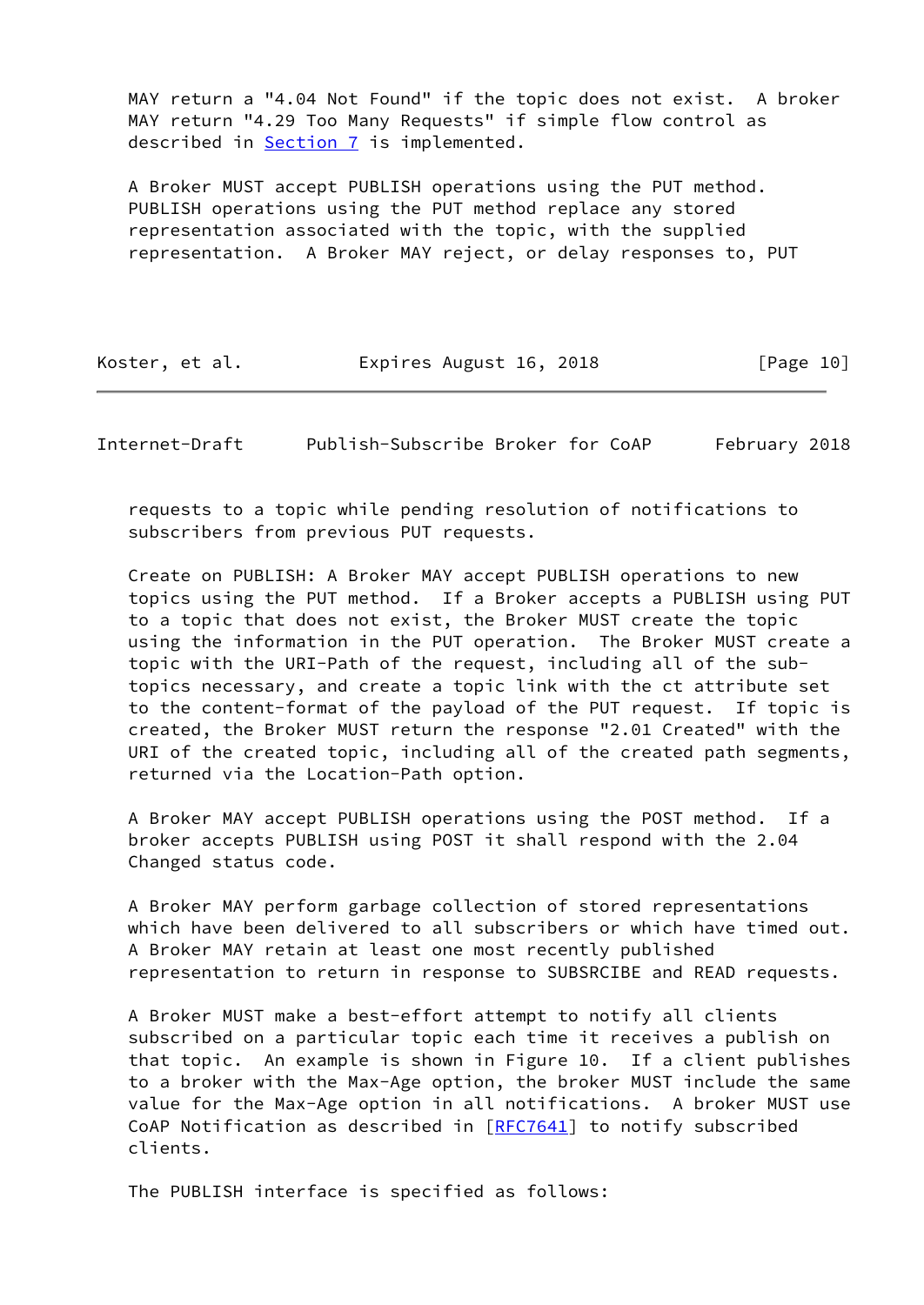MAY return a "4.04 Not Found" if the topic does not exist. A broker MAY return "4.29 Too Many Requests" if simple flow control as described in Section 7 is implemented.

A Broker MUST accept PUBLISH operations using the PUT method. PUBLISH operations using the PUT method replace any stored representation associated with the topic, with the supplied representation. A Broker MAY reject, or delay responses to, PUT requests to a topic while pending resolution of notifications to subscribers from previous PUT requests.

Create on PUBLISH: A Broker MAY accept PUBLISH operations to new topics using the PUT method. If a Broker accepts a PUBLISH using PUT to a topic that does not exist, the Broker MUST create the topic using the information in the PUT operation. The Broker MUST create a topic with the URI-Path of the request, including all of the sub-topics necessary, and create a topic link with the ct attribute set to the content-format of the payload of the PUT request. If topic is created, the Broker MUST return the response "2.01 Created" with the URI of the created topic, including all of the created path segments, returned via the Location-Path option.

A Broker MAY accept PUBLISH operations using the POST method. If a broker accepts PUBLISH using POST it shall respond with the 2.04 Changed status code.

A Broker MAY perform garbage collection of stored representations which have been delivered to all subscribers or which have timed out. A Broker MAY retain at least one most recently published representation to return in response to SUBSRCIBE and READ requests.

A Broker MUST make a best-effort attempt to notify all clients subscribed on a particular topic each time it receives a publish on that topic. An example is shown in Figure 10. If a client publishes to a broker with the Max-Age option, the broker MUST include the same value for the Max-Age option in all notifications. A broker MUST use CoAP Notification as described in [RFC7641] to notify subscribed clients.

The PUBLISH interface is specified as follows: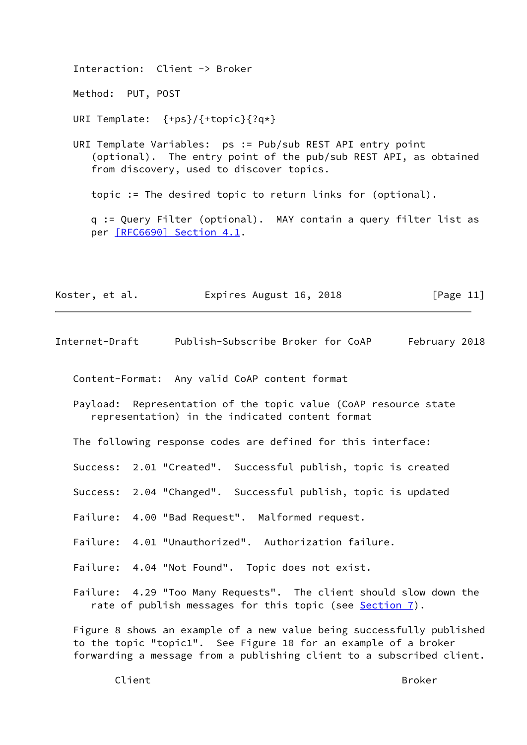Interaction: Client -> Broker

Method: PUT, POST

URI Template: {+ps}/{+topic}{?q*}

URI Template Variables: ps := Pub/sub REST API entry point (optional). The entry point of the pub/sub REST API, as obtained from discovery, used to discover topics.

topic := The desired topic to return links for (optional).

q := Query Filter (optional). MAY contain a query filter list as per [RFC6690] Section 4.1.

Content-Format: Any valid CoAP content format

Payload: Representation of the topic value (CoAP resource state representation) in the indicated content format

The following response codes are defined for this interface:

Success: 2.01 "Created". Successful publish, topic is created

Success: 2.04 "Changed". Successful publish, topic is updated

Failure: 4.00 "Bad Request". Malformed request.

Failure: 4.01 "Unauthorized". Authorization failure.

Failure: 4.04 "Not Found". Topic does not exist.

Failure: 4.29 "Too Many Requests". The client should slow down the rate of publish messages for this topic (see Section 7).

Figure 8 shows an example of a new value being successfully published to the topic "topic1". See Figure 10 for an example of a broker forwarding a message from a publishing client to a subscribed client.

```
       Client                                          Broker
```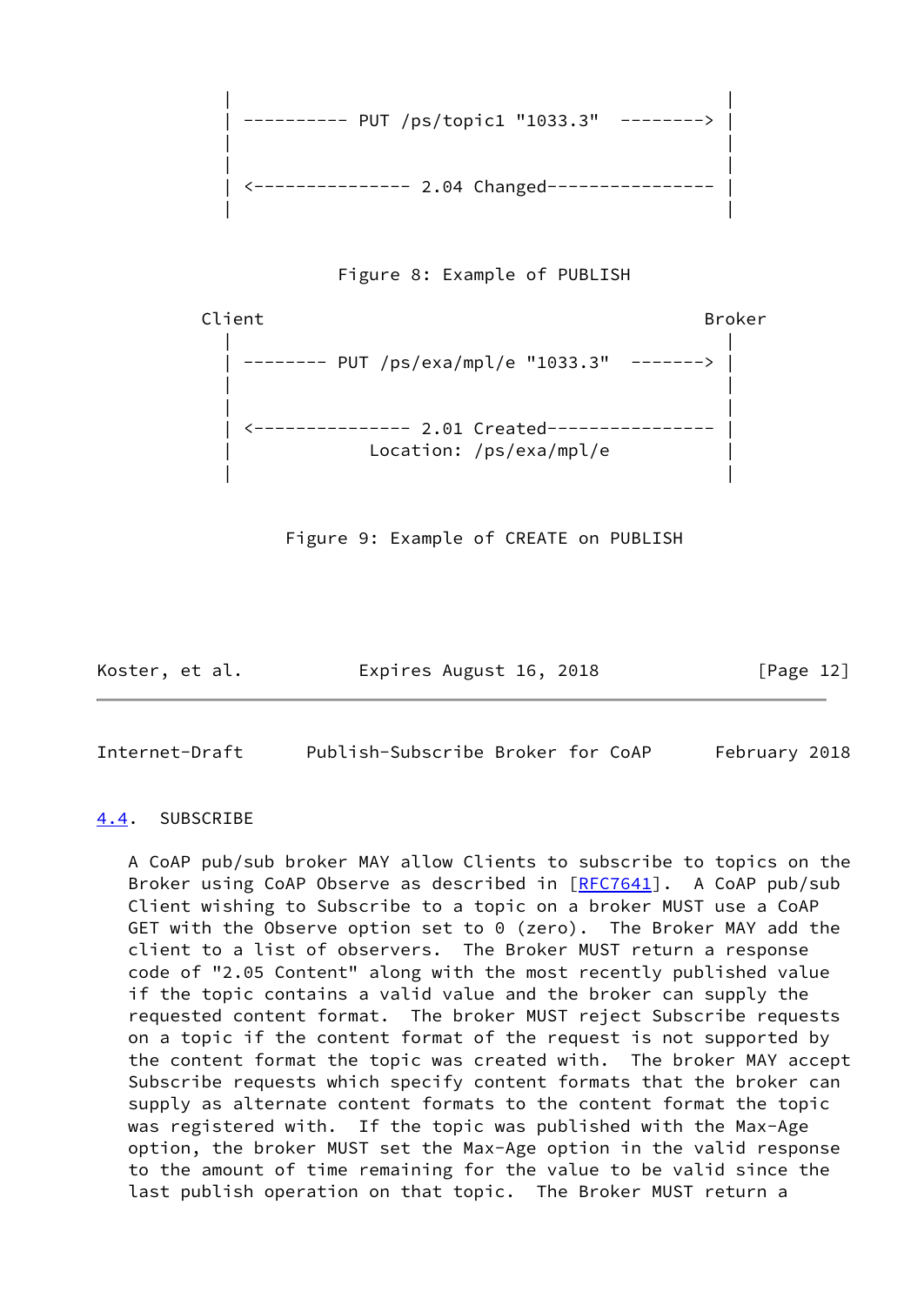```
   |                                                 |
   | ---------- PUT /ps/topic1 "1033.3"  --------> |
   |                                                 |
   |                                                 |
   | <--------------- 2.04 Changed---------------- |
   |                                                 |
```

Figure 8: Example of PUBLISH

```
 Client                                           Broker
   |                                                 |
   | -------- PUT /ps/exa/mpl/e "1033.3"  -------> |
   |                                                 |
   |                                                 |
   | <--------------- 2.01 Created---------------- |
   |            Location: /ps/exa/mpl/e            |
   |                                                 |
```

Figure 9: Example of CREATE on PUBLISH

### 4.4. SUBSCRIBE

A CoAP pub/sub broker MAY allow Clients to subscribe to topics on the Broker using CoAP Observe as described in [RFC7641]. A CoAP pub/sub Client wishing to Subscribe to a topic on a broker MUST use a CoAP GET with the Observe option set to 0 (zero). The Broker MAY add the client to a list of observers. The Broker MUST return a response code of "2.05 Content" along with the most recently published value if the topic contains a valid value and the broker can supply the requested content format. The broker MUST reject Subscribe requests on a topic if the content format of the request is not supported by the content format the topic was created with. The broker MAY accept Subscribe requests which specify content formats that the broker can supply as alternate content formats to the content format the topic was registered with. If the topic was published with the Max-Age option, the broker MUST set the Max-Age option in the valid response to the amount of time remaining for the value to be valid since the last publish operation on that topic. The Broker MUST return a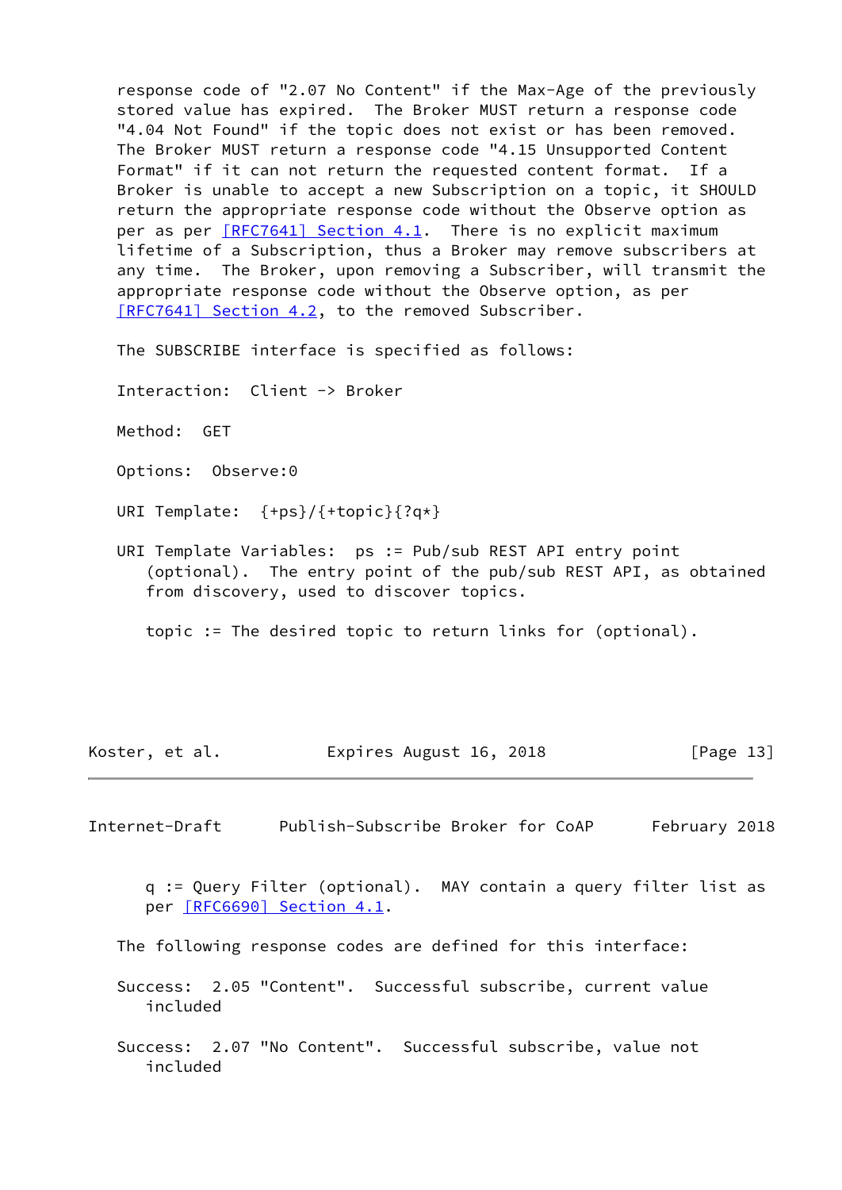response code of "2.07 No Content" if the Max-Age of the previously stored value has expired. The Broker MUST return a response code "4.04 Not Found" if the topic does not exist or has been removed. The Broker MUST return a response code "4.15 Unsupported Content Format" if it can not return the requested content format. If a Broker is unable to accept a new Subscription on a topic, it SHOULD return the appropriate response code without the Observe option as per as per [RFC7641] Section 4.1. There is no explicit maximum lifetime of a Subscription, thus a Broker may remove subscribers at any time. The Broker, upon removing a Subscriber, will transmit the appropriate response code without the Observe option, as per [RFC7641] Section 4.2, to the removed Subscriber.

The SUBSCRIBE interface is specified as follows:

Interaction: Client -> Broker

Method: GET

Options: Observe:0

URI Template: {+ps}/{+topic}{?q*}

URI Template Variables: ps := Pub/sub REST API entry point (optional). The entry point of the pub/sub REST API, as obtained from discovery, used to discover topics.

topic := The desired topic to return links for (optional).

q := Query Filter (optional). MAY contain a query filter list as per [RFC6690] Section 4.1.

The following response codes are defined for this interface:

Success: 2.05 "Content". Successful subscribe, current value included

Success: 2.07 "No Content". Successful subscribe, value not included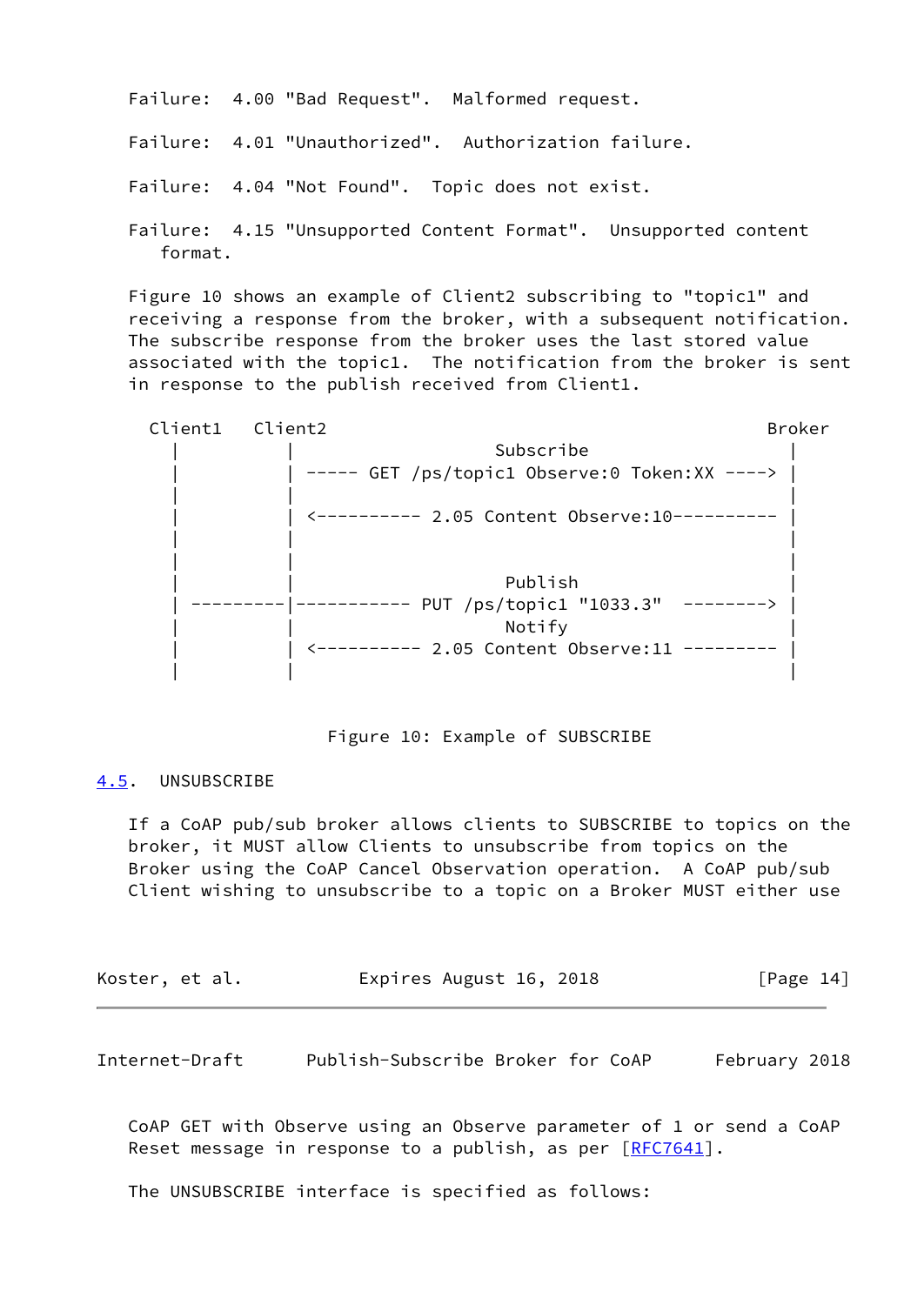Failure: 4.00 "Bad Request". Malformed request.

Failure: 4.01 "Unauthorized". Authorization failure.

Failure: 4.04 "Not Found". Topic does not exist.

Failure: 4.15 "Unsupported Content Format". Unsupported content format.

Figure 10 shows an example of Client2 subscribing to "topic1" and receiving a response from the broker, with a subsequent notification. The subscribe response from the broker uses the last stored value associated with the topic1. The notification from the broker is sent in response to the publish received from Client1.

```
 Client1   Client2                                          Broker
    |          |                  Subscribe                    |
    |          | ----- GET /ps/topic1 Observe:0 Token:XX ----> |
    |          |                                               |
    |          | <---------- 2.05 Content Observe:10---------- |
    |          |                                               |
    |          |                                               |
    |          |                   Publish                     |
    | ---------|----------- PUT /ps/topic1 "1033.3"  --------> |
    |          |                   Notify                      |
    |          | <---------- 2.05 Content Observe:11 --------- |
    |          |                                               |
```

Figure 10: Example of SUBSCRIBE

## 4.5. UNSUBSCRIBE

If a CoAP pub/sub broker allows clients to SUBSCRIBE to topics on the broker, it MUST allow Clients to unsubscribe from topics on the Broker using the CoAP Cancel Observation operation. A CoAP pub/sub Client wishing to unsubscribe to a topic on a Broker MUST either use CoAP GET with Observe using an Observe parameter of 1 or send a CoAP Reset message in response to a publish, as per [RFC7641].

The UNSUBSCRIBE interface is specified as follows: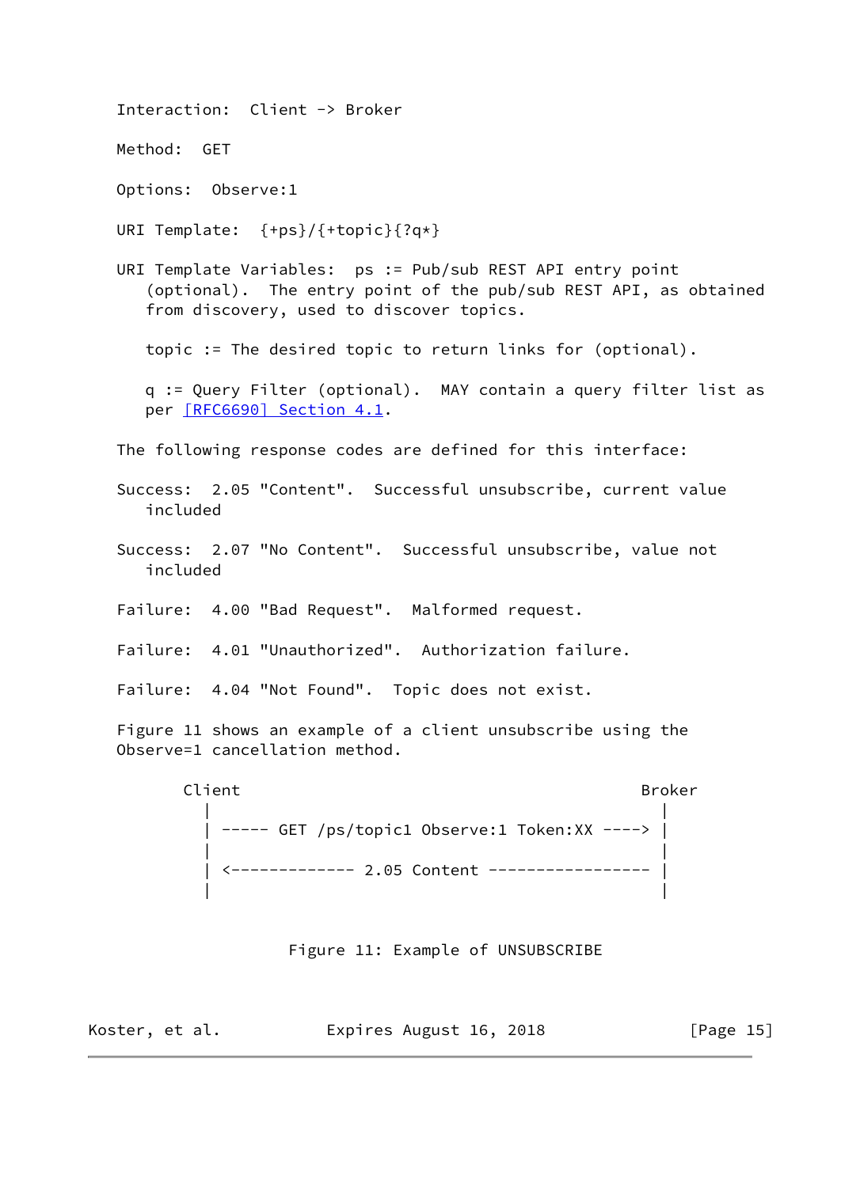Interaction: Client -> Broker

Method: GET

Options: Observe:1

URI Template: {+ps}/{+topic}{?q*}

URI Template Variables: ps := Pub/sub REST API entry point (optional). The entry point of the pub/sub REST API, as obtained from discovery, used to discover topics.

topic := The desired topic to return links for (optional).

q := Query Filter (optional). MAY contain a query filter list as per [RFC6690] Section 4.1.

The following response codes are defined for this interface:

Success: 2.05 "Content". Successful unsubscribe, current value included

Success: 2.07 "No Content". Successful unsubscribe, value not included

Failure: 4.00 "Bad Request". Malformed request.

Failure: 4.01 "Unauthorized". Authorization failure.

Failure: 4.04 "Not Found". Topic does not exist.

Figure 11 shows an example of a client unsubscribe using the Observe=1 cancellation method.

```
Client                                          Broker
  |                                                |
  | ----- GET /ps/topic1 Observe:1 Token:XX ----> |
  |                                                |
  | <------------- 2.05 Content ----------------- |
  |                                                |
```

Figure 11: Example of UNSUBSCRIBE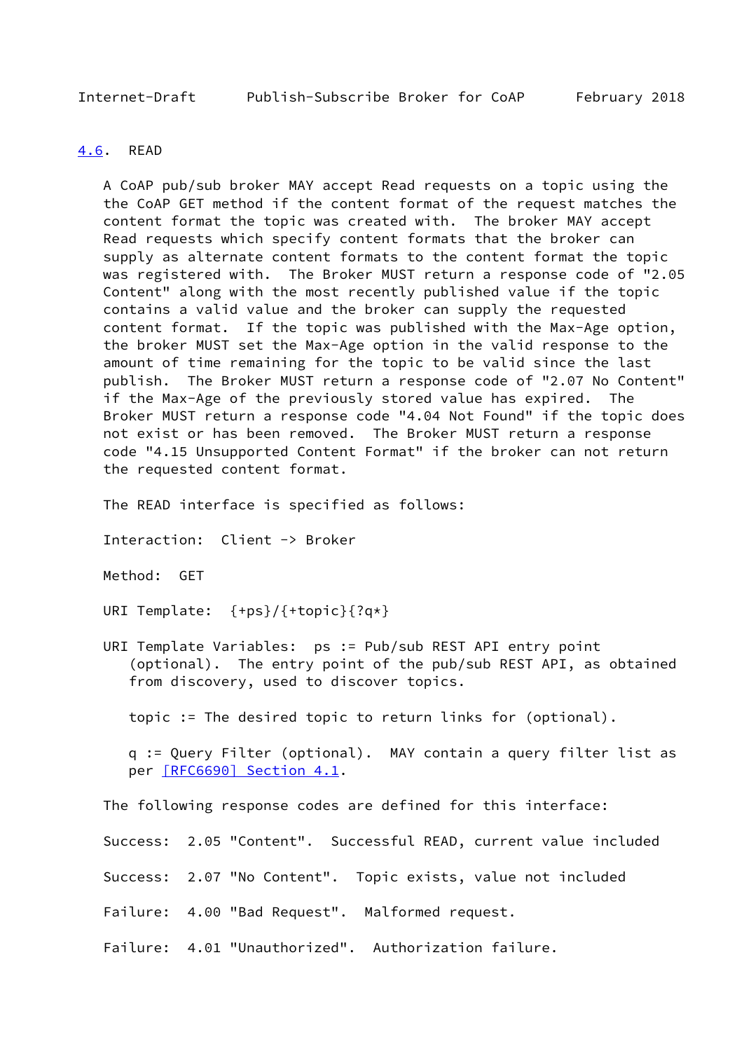### 4.6. READ

A CoAP pub/sub broker MAY accept Read requests on a topic using the the CoAP GET method if the content format of the request matches the content format the topic was created with. The broker MAY accept Read requests which specify content formats that the broker can supply as alternate content formats to the content format the topic was registered with. The Broker MUST return a response code of "2.05 Content" along with the most recently published value if the topic contains a valid value and the broker can supply the requested content format. If the topic was published with the Max-Age option, the broker MUST set the Max-Age option in the valid response to the amount of time remaining for the topic to be valid since the last publish. The Broker MUST return a response code of "2.07 No Content" if the Max-Age of the previously stored value has expired. The Broker MUST return a response code "4.04 Not Found" if the topic does not exist or has been removed. The Broker MUST return a response code "4.15 Unsupported Content Format" if the broker can not return the requested content format.

The READ interface is specified as follows:

Interaction: Client -> Broker

Method: GET

URI Template: {+ps}/{+topic}{?q*}

URI Template Variables: ps := Pub/sub REST API entry point (optional). The entry point of the pub/sub REST API, as obtained from discovery, used to discover topics.

topic := The desired topic to return links for (optional).

q := Query Filter (optional). MAY contain a query filter list as per [RFC6690] Section 4.1.

The following response codes are defined for this interface:

Success: 2.05 "Content". Successful READ, current value included

Success: 2.07 "No Content". Topic exists, value not included

Failure: 4.00 "Bad Request". Malformed request.

Failure: 4.01 "Unauthorized". Authorization failure.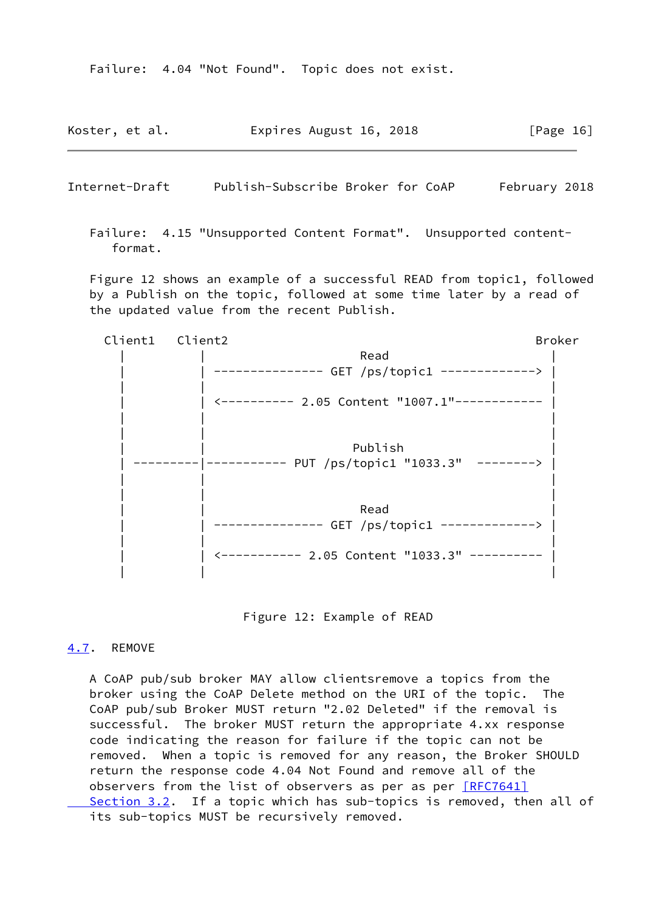Failure: 4.04 "Not Found". Topic does not exist.

Failure: 4.15 "Unsupported Content Format". Unsupported content-format.

Figure 12 shows an example of a successful READ from topic1, followed by a Publish on the topic, followed at some time later by a read of the updated value from the recent Publish.

```
 Client1   Client2                                          Broker
    |          |                    Read                        |
    |          | --------------- GET /ps/topic1 -------------> |
    |          |                                                |
    |          | <---------- 2.05 Content "1007.1"------------ |
    |          |                                                |
    |          |                                                |
    |          |                   Publish                      |
    | ---------|----------- PUT /ps/topic1 "1033.3"  --------> |
    |          |                                                |
    |          |                                                |
    |          |                    Read                        |
    |          | --------------- GET /ps/topic1 -------------> |
    |          |                                                |
    |          | <----------- 2.05 Content "1033.3" ---------- |
    |          |                                                |
```

Figure 12: Example of READ

## 4.7. REMOVE

A CoAP pub/sub broker MAY allow clientsremove a topics from the broker using the CoAP Delete method on the URI of the topic. The CoAP pub/sub Broker MUST return "2.02 Deleted" if the removal is successful. The broker MUST return the appropriate 4.xx response code indicating the reason for failure if the topic can not be removed. When a topic is removed for any reason, the Broker SHOULD return the response code 4.04 Not Found and remove all of the observers from the list of observers as per as per [RFC7641] Section 3.2. If a topic which has sub-topics is removed, then all of its sub-topics MUST be recursively removed.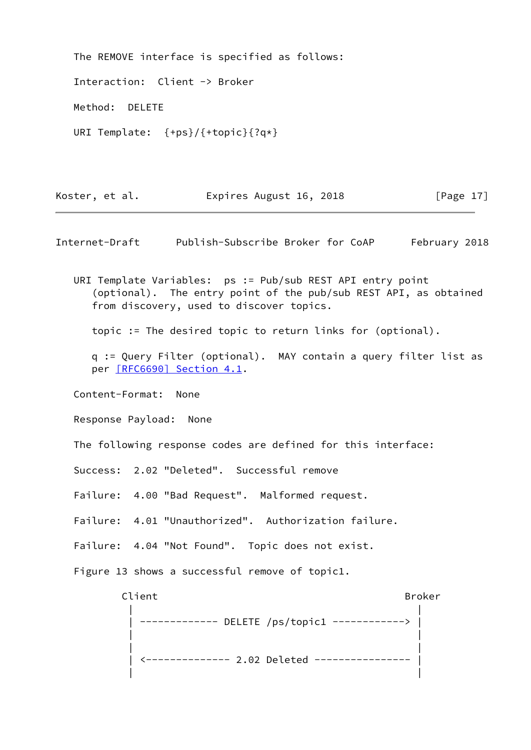The REMOVE interface is specified as follows:

Interaction: Client -> Broker

Method: DELETE

URI Template: {+ps}/{+topic}{?q*}

URI Template Variables: ps := Pub/sub REST API entry point (optional). The entry point of the pub/sub REST API, as obtained from discovery, used to discover topics.

topic := The desired topic to return links for (optional).

q := Query Filter (optional). MAY contain a query filter list as per [RFC6690] Section 4.1.

Content-Format: None

Response Payload: None

The following response codes are defined for this interface:

Success: 2.02 "Deleted". Successful remove

Failure: 4.00 "Bad Request". Malformed request.

Failure: 4.01 "Unauthorized". Authorization failure.

Failure: 4.04 "Not Found". Topic does not exist.

Figure 13 shows a successful remove of topic1.

```
      Client                                        Broker
        |                                             |
        | ------------- DELETE /ps/topic1 ------------> |
        |                                             |
        |                                             |
        | <-------------- 2.02 Deleted ---------------- |
        |                                             |
```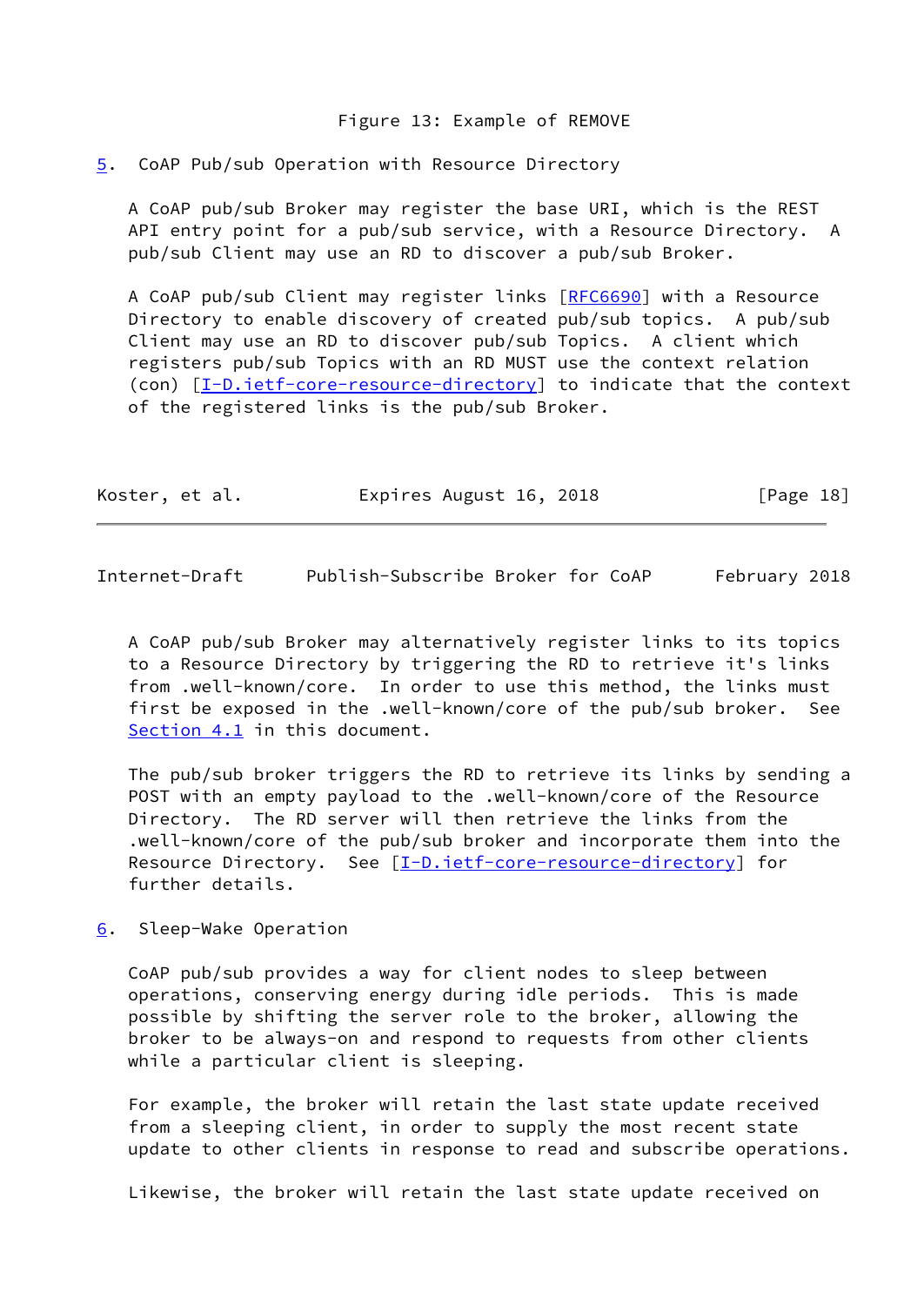Figure 13: Example of REMOVE

## 5. CoAP Pub/sub Operation with Resource Directory

A CoAP pub/sub Broker may register the base URI, which is the REST API entry point for a pub/sub service, with a Resource Directory. A pub/sub Client may use an RD to discover a pub/sub Broker.

A CoAP pub/sub Client may register links [RFC6690] with a Resource Directory to enable discovery of created pub/sub topics. A pub/sub Client may use an RD to discover pub/sub Topics. A client which registers pub/sub Topics with an RD MUST use the context relation (con) [I-D.ietf-core-resource-directory] to indicate that the context of the registered links is the pub/sub Broker.

A CoAP pub/sub Broker may alternatively register links to its topics to a Resource Directory by triggering the RD to retrieve it's links from .well-known/core. In order to use this method, the links must first be exposed in the .well-known/core of the pub/sub broker. See Section 4.1 in this document.

The pub/sub broker triggers the RD to retrieve its links by sending a POST with an empty payload to the .well-known/core of the Resource Directory. The RD server will then retrieve the links from the .well-known/core of the pub/sub broker and incorporate them into the Resource Directory. See [I-D.ietf-core-resource-directory] for further details.

## 6. Sleep-Wake Operation

CoAP pub/sub provides a way for client nodes to sleep between operations, conserving energy during idle periods. This is made possible by shifting the server role to the broker, allowing the broker to be always-on and respond to requests from other clients while a particular client is sleeping.

For example, the broker will retain the last state update received from a sleeping client, in order to supply the most recent state update to other clients in response to read and subscribe operations.

Likewise, the broker will retain the last state update received on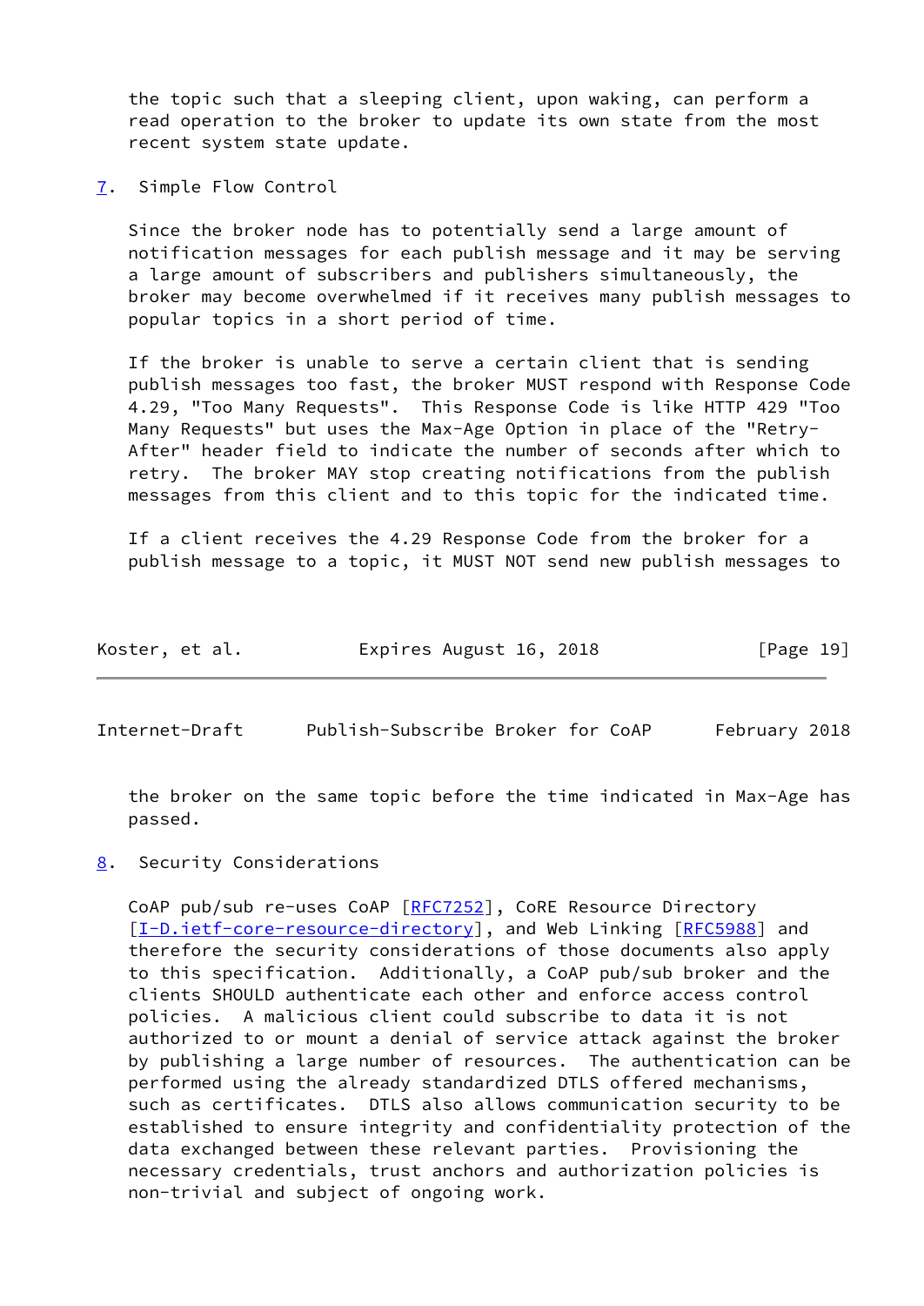the topic such that a sleeping client, upon waking, can perform a read operation to the broker to update its own state from the most recent system state update.

## 7. Simple Flow Control

Since the broker node has to potentially send a large amount of notification messages for each publish message and it may be serving a large amount of subscribers and publishers simultaneously, the broker may become overwhelmed if it receives many publish messages to popular topics in a short period of time.

If the broker is unable to serve a certain client that is sending publish messages too fast, the broker MUST respond with Response Code 4.29, "Too Many Requests". This Response Code is like HTTP 429 "Too Many Requests" but uses the Max-Age Option in place of the "Retry-After" header field to indicate the number of seconds after which to retry. The broker MAY stop creating notifications from the publish messages from this client and to this topic for the indicated time.

If a client receives the 4.29 Response Code from the broker for a publish message to a topic, it MUST NOT send new publish messages to the broker on the same topic before the time indicated in Max-Age has passed.

## 8. Security Considerations

CoAP pub/sub re-uses CoAP [RFC7252], CoRE Resource Directory [I-D.ietf-core-resource-directory], and Web Linking [RFC5988] and therefore the security considerations of those documents also apply to this specification. Additionally, a CoAP pub/sub broker and the clients SHOULD authenticate each other and enforce access control policies. A malicious client could subscribe to data it is not authorized to or mount a denial of service attack against the broker by publishing a large number of resources. The authentication can be performed using the already standardized DTLS offered mechanisms, such as certificates. DTLS also allows communication security to be established to ensure integrity and confidentiality protection of the data exchanged between these relevant parties. Provisioning the necessary credentials, trust anchors and authorization policies is non-trivial and subject of ongoing work.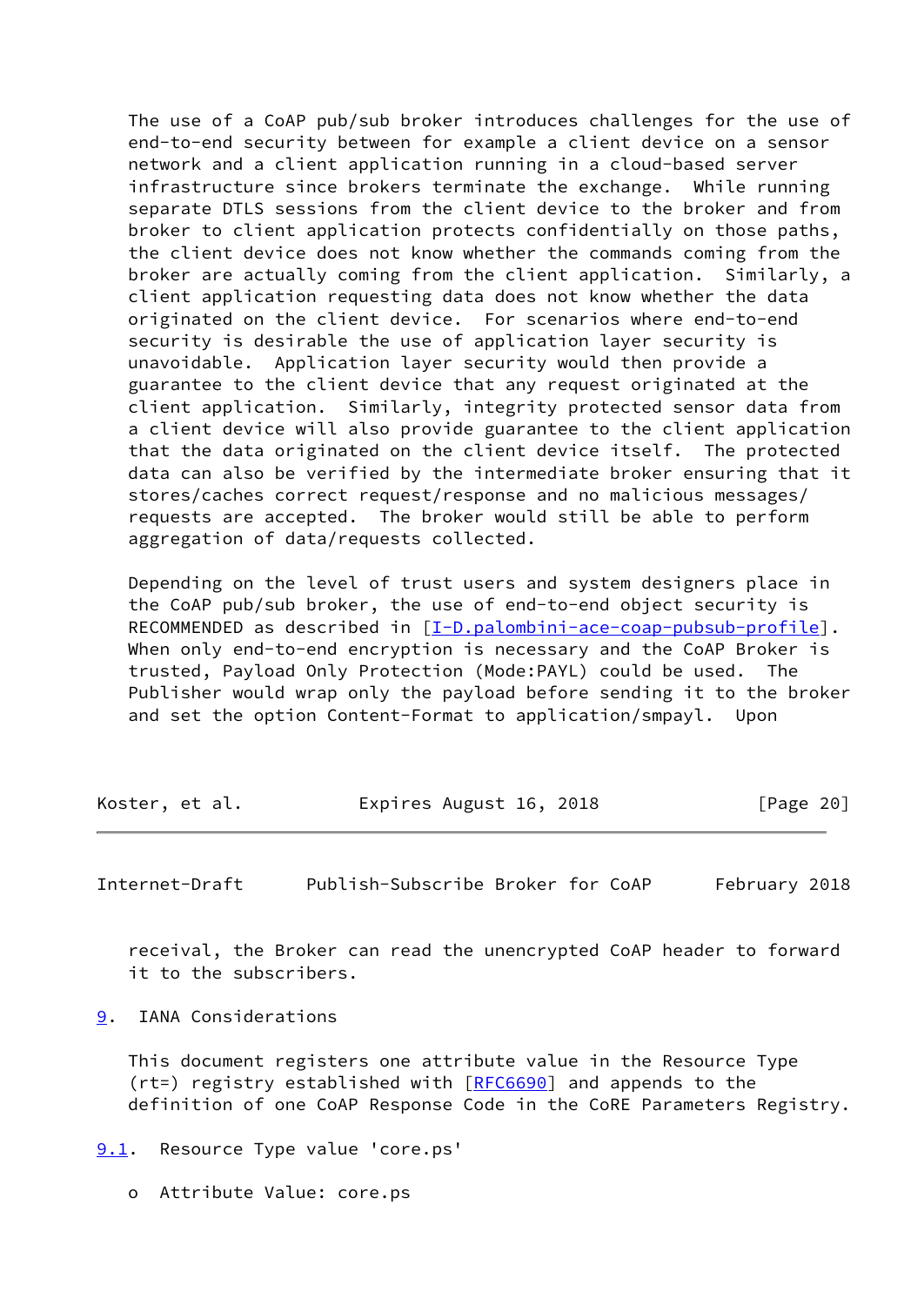The use of a CoAP pub/sub broker introduces challenges for the use of end-to-end security between for example a client device on a sensor network and a client application running in a cloud-based server infrastructure since brokers terminate the exchange. While running separate DTLS sessions from the client device to the broker and from broker to client application protects confidentially on those paths, the client device does not know whether the commands coming from the broker are actually coming from the client application. Similarly, a client application requesting data does not know whether the data originated on the client device. For scenarios where end-to-end security is desirable the use of application layer security is unavoidable. Application layer security would then provide a guarantee to the client device that any request originated at the client application. Similarly, integrity protected sensor data from a client device will also provide guarantee to the client application that the data originated on the client device itself. The protected data can also be verified by the intermediate broker ensuring that it stores/caches correct request/response and no malicious messages/requests are accepted. The broker would still be able to perform aggregation of data/requests collected.

Depending on the level of trust users and system designers place in the CoAP pub/sub broker, the use of end-to-end object security is RECOMMENDED as described in [I-D.palombini-ace-coap-pubsub-profile]. When only end-to-end encryption is necessary and the CoAP Broker is trusted, Payload Only Protection (Mode:PAYL) could be used. The Publisher would wrap only the payload before sending it to the broker and set the option Content-Format to application/smpayl. Upon receival, the Broker can read the unencrypted CoAP header to forward it to the subscribers.

## 9. IANA Considerations

This document registers one attribute value in the Resource Type (rt=) registry established with [RFC6690] and appends to the definition of one CoAP Response Code in the CoRE Parameters Registry.

### 9.1. Resource Type value 'core.ps'

- o Attribute Value: core.ps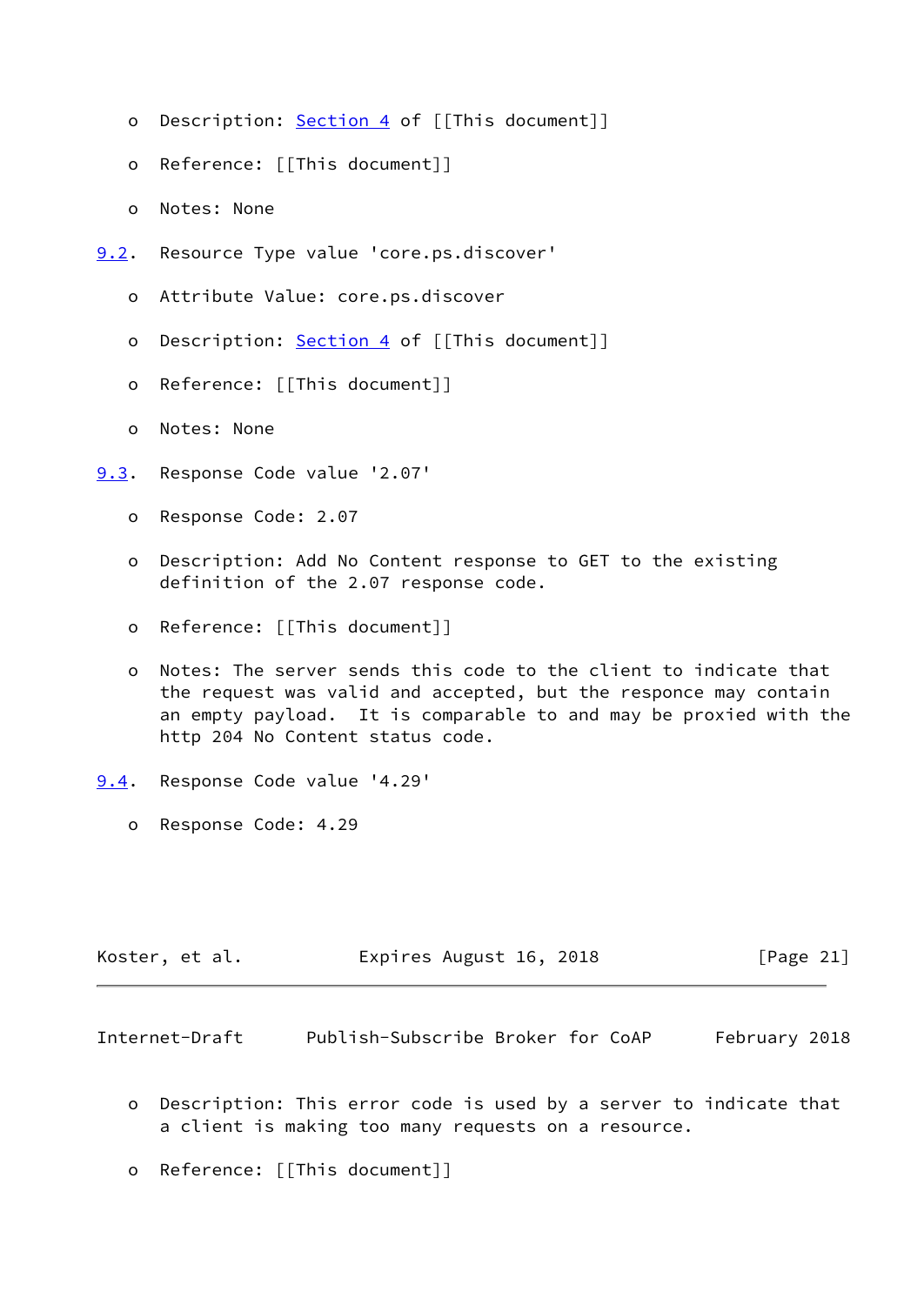- Description: Section 4 of [[This document]]

- Reference: [[This document]]

- Notes: None

### 9.2. Resource Type value 'core.ps.discover'

- Attribute Value: core.ps.discover

- Description: Section 4 of [[This document]]

- Reference: [[This document]]

- Notes: None

### 9.3. Response Code value '2.07'

- Response Code: 2.07

- Description: Add No Content response to GET to the existing definition of the 2.07 response code.

- Reference: [[This document]]

- Notes: The server sends this code to the client to indicate that the request was valid and accepted, but the responce may contain an empty payload. It is comparable to and may be proxied with the http 204 No Content status code.

### 9.4. Response Code value '4.29'

- Response Code: 4.29

- Description: This error code is used by a server to indicate that a client is making too many requests on a resource.

- Reference: [[This document]]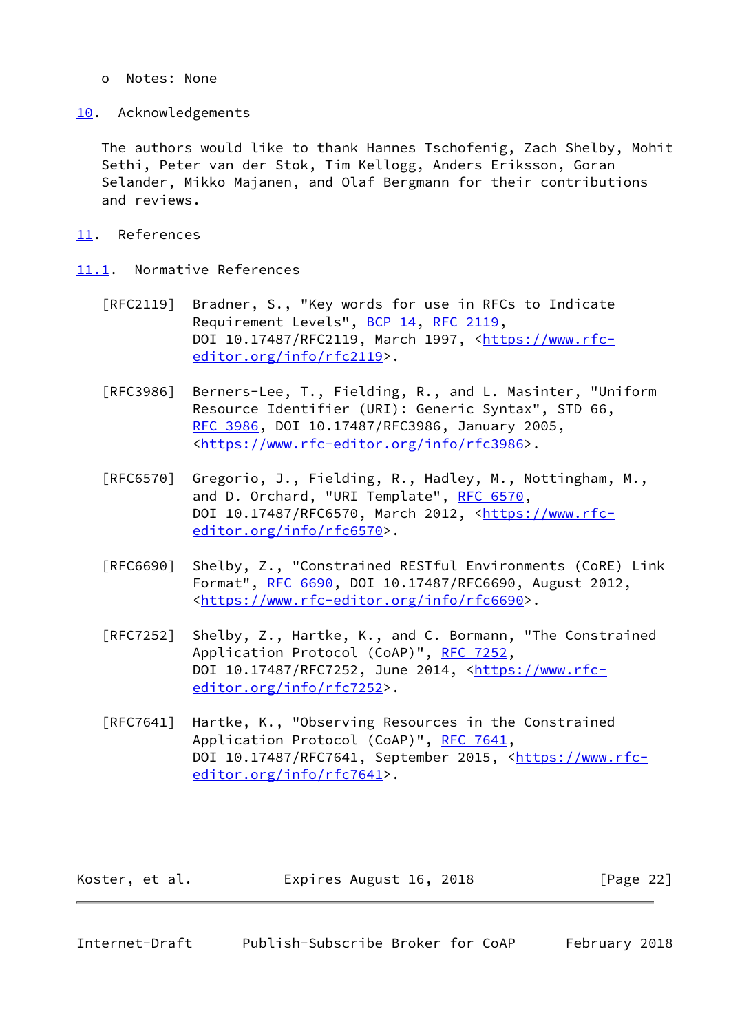o  Notes: None

## 10. Acknowledgements

The authors would like to thank Hannes Tschofenig, Zach Shelby, Mohit Sethi, Peter van der Stok, Tim Kellogg, Anders Eriksson, Goran Selander, Mikko Majanen, and Olaf Bergmann for their contributions and reviews.

## 11. References

### 11.1. Normative References

[RFC2119] Bradner, S., "Key words for use in RFCs to Indicate Requirement Levels", BCP 14, RFC 2119, DOI 10.17487/RFC2119, March 1997, <https://www.rfc-editor.org/info/rfc2119>.

[RFC3986] Berners-Lee, T., Fielding, R., and L. Masinter, "Uniform Resource Identifier (URI): Generic Syntax", STD 66, RFC 3986, DOI 10.17487/RFC3986, January 2005, <https://www.rfc-editor.org/info/rfc3986>.

[RFC6570] Gregorio, J., Fielding, R., Hadley, M., Nottingham, M., and D. Orchard, "URI Template", RFC 6570, DOI 10.17487/RFC6570, March 2012, <https://www.rfc-editor.org/info/rfc6570>.

[RFC6690] Shelby, Z., "Constrained RESTful Environments (CoRE) Link Format", RFC 6690, DOI 10.17487/RFC6690, August 2012, <https://www.rfc-editor.org/info/rfc6690>.

[RFC7252] Shelby, Z., Hartke, K., and C. Bormann, "The Constrained Application Protocol (CoAP)", RFC 7252, DOI 10.17487/RFC7252, June 2014, <https://www.rfc-editor.org/info/rfc7252>.

[RFC7641] Hartke, K., "Observing Resources in the Constrained Application Protocol (CoAP)", RFC 7641, DOI 10.17487/RFC7641, September 2015, <https://www.rfc-editor.org/info/rfc7641>.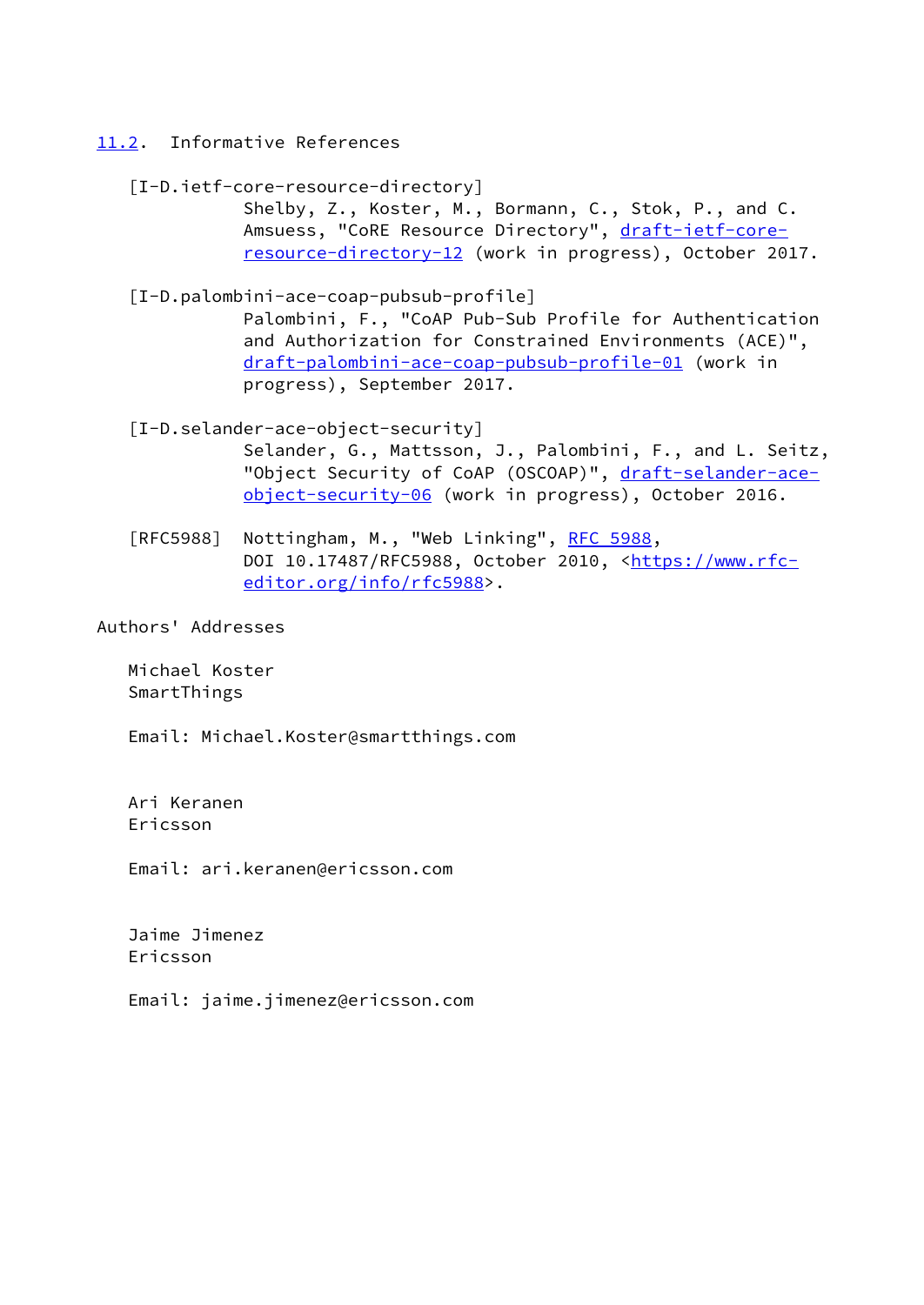## 11.2. Informative References

[I-D.ietf-core-resource-directory]
Shelby, Z., Koster, M., Bormann, C., Stok, P., and C. Amsuess, "CoRE Resource Directory", draft-ietf-core-resource-directory-12 (work in progress), October 2017.

[I-D.palombini-ace-coap-pubsub-profile]
Palombini, F., "CoAP Pub-Sub Profile for Authentication and Authorization for Constrained Environments (ACE)", draft-palombini-ace-coap-pubsub-profile-01 (work in progress), September 2017.

[I-D.selander-ace-object-security]
Selander, G., Mattsson, J., Palombini, F., and L. Seitz, "Object Security of CoAP (OSCOAP)", draft-selander-ace-object-security-06 (work in progress), October 2016.

[RFC5988] Nottingham, M., "Web Linking", RFC 5988, DOI 10.17487/RFC5988, October 2010, <https://www.rfc-editor.org/info/rfc5988>.

## Authors' Addresses

Michael Koster
SmartThings

Email: Michael.Koster@smartthings.com

Ari Keranen
Ericsson

Email: ari.keranen@ericsson.com

Jaime Jimenez
Ericsson

Email: jaime.jimenez@ericsson.com